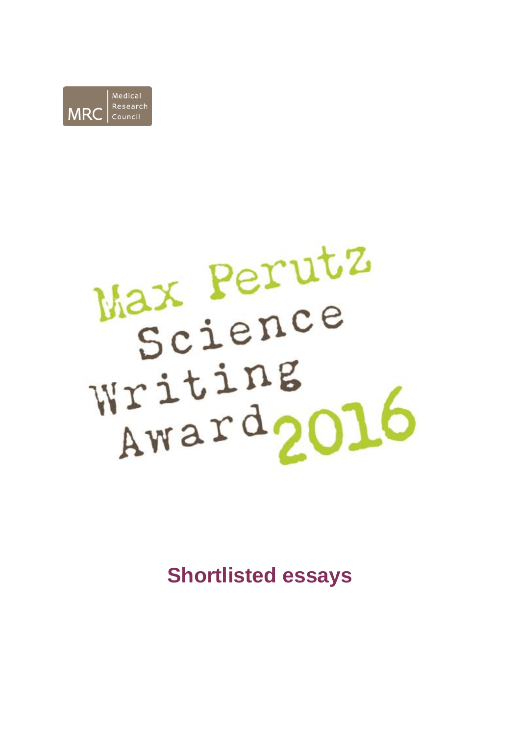Medical Research Council

MRC

# Max Perutz Science Writing Award 2016

## Shortlisted essays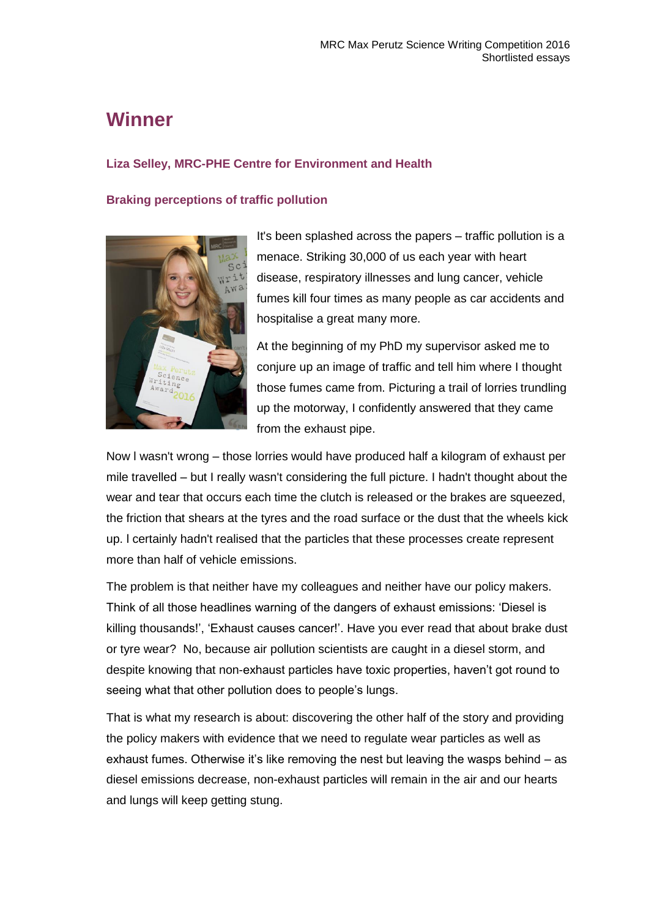# Winner

### Liza Selley, MRC-PHE Centre for Environment and Health

### Braking perceptions of traffic pollution

It's been splashed across the papers – traffic pollution is a menace. Striking 30,000 of us each year with heart disease, respiratory illnesses and lung cancer, vehicle fumes kill four times as many people as car accidents and hospitalise a great many more.

At the beginning of my PhD my supervisor asked me to conjure up an image of traffic and tell him where I thought those fumes came from. Picturing a trail of lorries trundling up the motorway, I confidently answered that they came from the exhaust pipe.

Now I wasn't wrong – those lorries would have produced half a kilogram of exhaust per mile travelled – but I really wasn't considering the full picture. I hadn't thought about the wear and tear that occurs each time the clutch is released or the brakes are squeezed, the friction that shears at the tyres and the road surface or the dust that the wheels kick up. I certainly hadn't realised that the particles that these processes create represent more than half of vehicle emissions.

The problem is that neither have my colleagues and neither have our policy makers. Think of all those headlines warning of the dangers of exhaust emissions: 'Diesel is killing thousands!', 'Exhaust causes cancer!'. Have you ever read that about brake dust or tyre wear? No, because air pollution scientists are caught in a diesel storm, and despite knowing that non-exhaust particles have toxic properties, haven't got round to seeing what that other pollution does to people's lungs.

That is what my research is about: discovering the other half of the story and providing the policy makers with evidence that we need to regulate wear particles as well as exhaust fumes. Otherwise it's like removing the nest but leaving the wasps behind – as diesel emissions decrease, non-exhaust particles will remain in the air and our hearts and lungs will keep getting stung.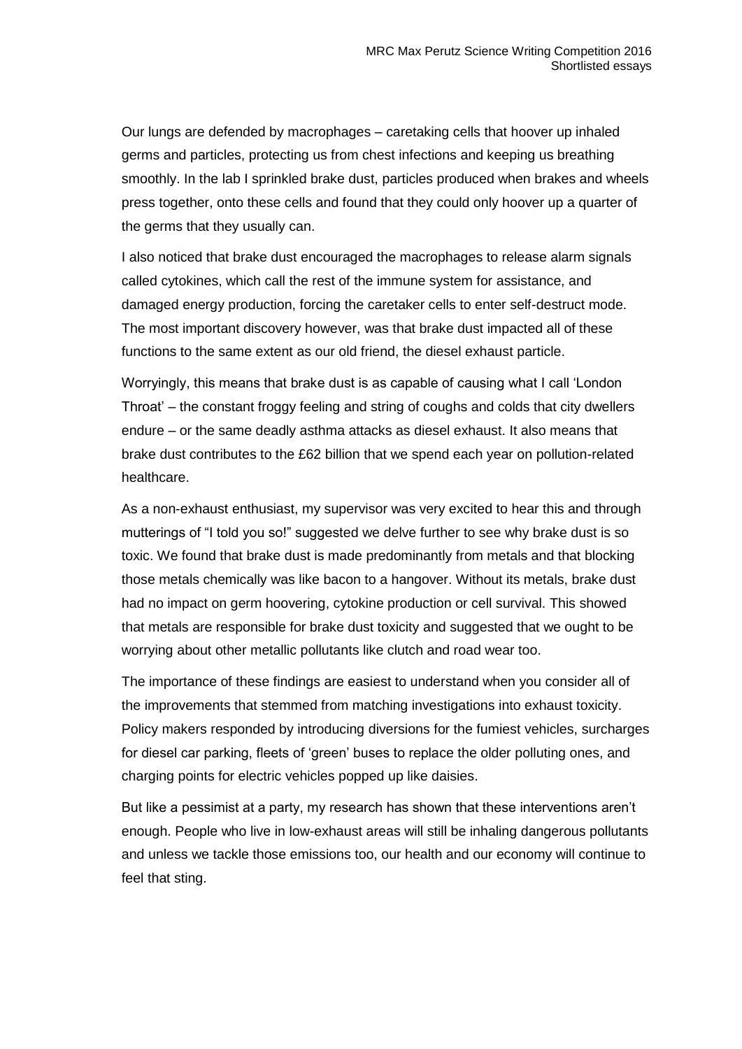Our lungs are defended by macrophages – caretaking cells that hoover up inhaled germs and particles, protecting us from chest infections and keeping us breathing smoothly. In the lab I sprinkled brake dust, particles produced when brakes and wheels press together, onto these cells and found that they could only hoover up a quarter of the germs that they usually can.

I also noticed that brake dust encouraged the macrophages to release alarm signals called cytokines, which call the rest of the immune system for assistance, and damaged energy production, forcing the caretaker cells to enter self-destruct mode. The most important discovery however, was that brake dust impacted all of these functions to the same extent as our old friend, the diesel exhaust particle.

Worryingly, this means that brake dust is as capable of causing what I call 'London Throat' – the constant froggy feeling and string of coughs and colds that city dwellers endure – or the same deadly asthma attacks as diesel exhaust. It also means that brake dust contributes to the £62 billion that we spend each year on pollution-related healthcare.

As a non-exhaust enthusiast, my supervisor was very excited to hear this and through mutterings of "I told you so!" suggested we delve further to see why brake dust is so toxic. We found that brake dust is made predominantly from metals and that blocking those metals chemically was like bacon to a hangover. Without its metals, brake dust had no impact on germ hoovering, cytokine production or cell survival. This showed that metals are responsible for brake dust toxicity and suggested that we ought to be worrying about other metallic pollutants like clutch and road wear too.

The importance of these findings are easiest to understand when you consider all of the improvements that stemmed from matching investigations into exhaust toxicity. Policy makers responded by introducing diversions for the fumiest vehicles, surcharges for diesel car parking, fleets of 'green' buses to replace the older polluting ones, and charging points for electric vehicles popped up like daisies.

But like a pessimist at a party, my research has shown that these interventions aren't enough. People who live in low-exhaust areas will still be inhaling dangerous pollutants and unless we tackle those emissions too, our health and our economy will continue to feel that sting.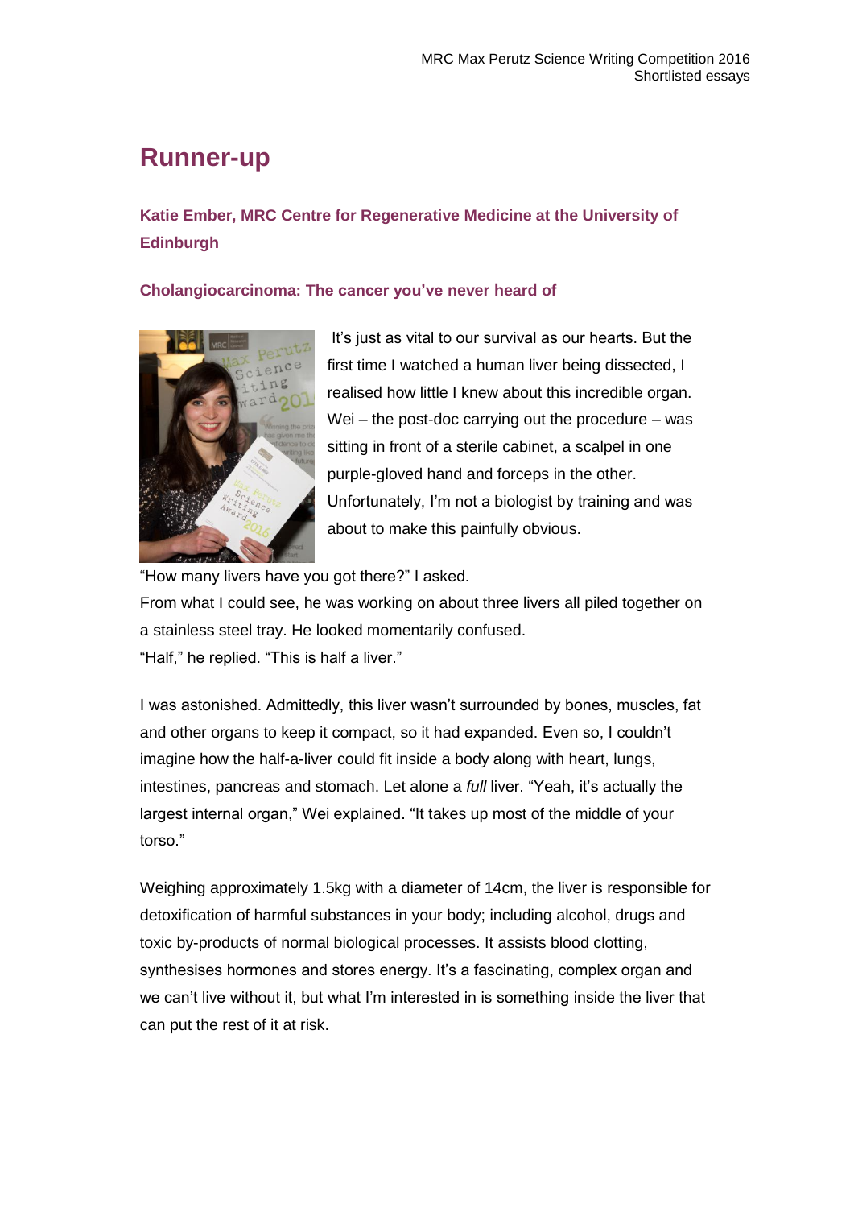## Runner-up

### Katie Ember, MRC Centre for Regenerative Medicine at the University of Edinburgh

### Cholangiocarcinoma: The cancer you've never heard of

It's just as vital to our survival as our hearts. But the first time I watched a human liver being dissected, I realised how little I knew about this incredible organ. Wei – the post-doc carrying out the procedure – was sitting in front of a sterile cabinet, a scalpel in one purple-gloved hand and forceps in the other. Unfortunately, I'm not a biologist by training and was about to make this painfully obvious.

"How many livers have you got there?" I asked.

From what I could see, he was working on about three livers all piled together on a stainless steel tray. He looked momentarily confused.

"Half," he replied. "This is half a liver."

I was astonished. Admittedly, this liver wasn't surrounded by bones, muscles, fat and other organs to keep it compact, so it had expanded. Even so, I couldn't imagine how the half-a-liver could fit inside a body along with heart, lungs, intestines, pancreas and stomach. Let alone a *full* liver. "Yeah, it's actually the largest internal organ," Wei explained. "It takes up most of the middle of your torso."

Weighing approximately 1.5kg with a diameter of 14cm, the liver is responsible for detoxification of harmful substances in your body; including alcohol, drugs and toxic by-products of normal biological processes. It assists blood clotting, synthesises hormones and stores energy. It's a fascinating, complex organ and we can't live without it, but what I'm interested in is something inside the liver that can put the rest of it at risk.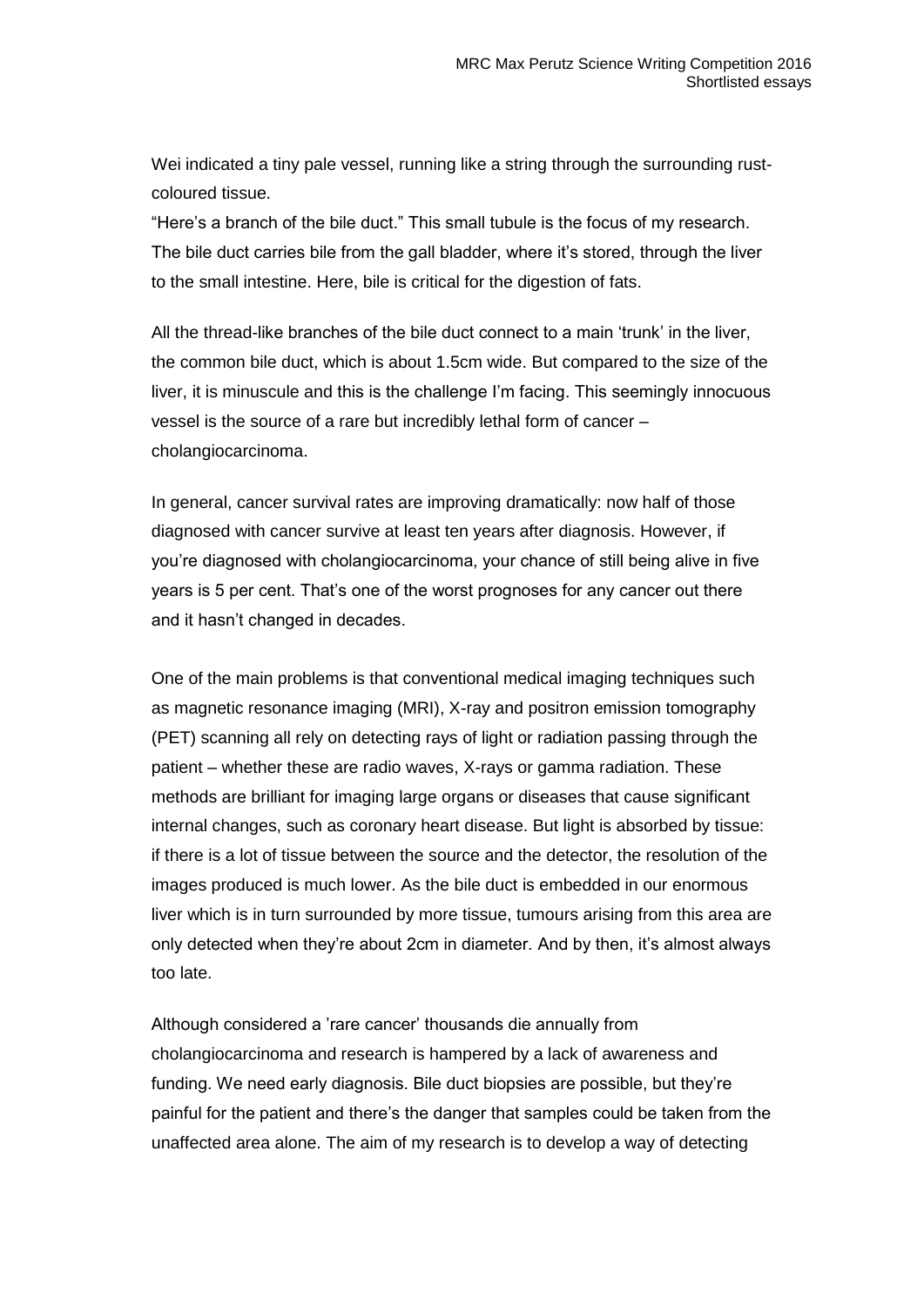Wei indicated a tiny pale vessel, running like a string through the surrounding rust-coloured tissue.

"Here's a branch of the bile duct." This small tubule is the focus of my research. The bile duct carries bile from the gall bladder, where it's stored, through the liver to the small intestine. Here, bile is critical for the digestion of fats.

All the thread-like branches of the bile duct connect to a main 'trunk' in the liver, the common bile duct, which is about 1.5cm wide. But compared to the size of the liver, it is minuscule and this is the challenge I'm facing. This seemingly innocuous vessel is the source of a rare but incredibly lethal form of cancer – cholangiocarcinoma.

In general, cancer survival rates are improving dramatically: now half of those diagnosed with cancer survive at least ten years after diagnosis. However, if you're diagnosed with cholangiocarcinoma, your chance of still being alive in five years is 5 per cent. That's one of the worst prognoses for any cancer out there and it hasn't changed in decades.

One of the main problems is that conventional medical imaging techniques such as magnetic resonance imaging (MRI), X-ray and positron emission tomography (PET) scanning all rely on detecting rays of light or radiation passing through the patient – whether these are radio waves, X-rays or gamma radiation. These methods are brilliant for imaging large organs or diseases that cause significant internal changes, such as coronary heart disease. But light is absorbed by tissue: if there is a lot of tissue between the source and the detector, the resolution of the images produced is much lower. As the bile duct is embedded in our enormous liver which is in turn surrounded by more tissue, tumours arising from this area are only detected when they're about 2cm in diameter. And by then, it's almost always too late.

Although considered a 'rare cancer' thousands die annually from cholangiocarcinoma and research is hampered by a lack of awareness and funding. We need early diagnosis. Bile duct biopsies are possible, but they're painful for the patient and there's the danger that samples could be taken from the unaffected area alone. The aim of my research is to develop a way of detecting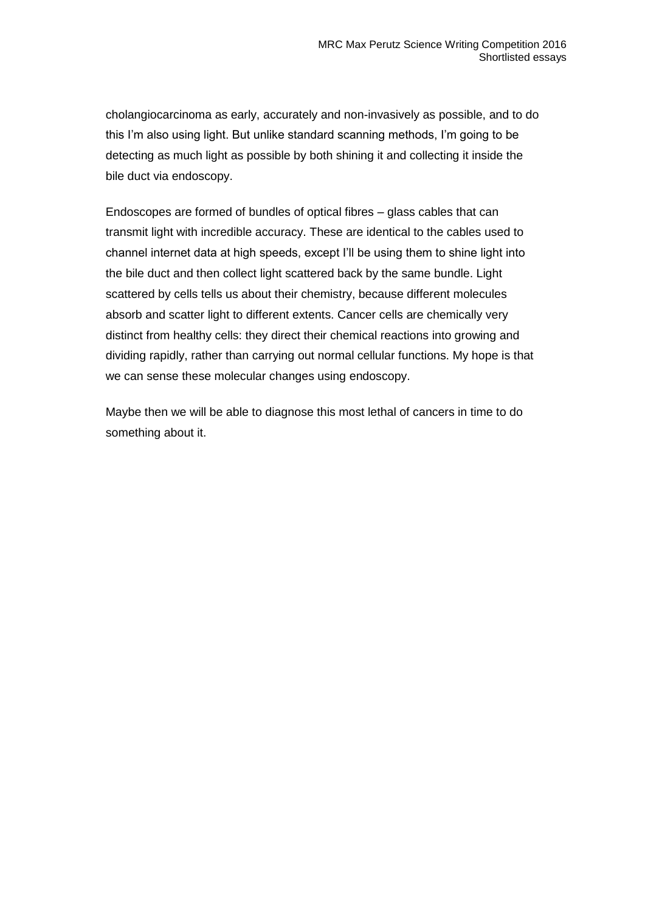cholangiocarcinoma as early, accurately and non-invasively as possible, and to do this I'm also using light. But unlike standard scanning methods, I'm going to be detecting as much light as possible by both shining it and collecting it inside the bile duct via endoscopy.

Endoscopes are formed of bundles of optical fibres – glass cables that can transmit light with incredible accuracy. These are identical to the cables used to channel internet data at high speeds, except I'll be using them to shine light into the bile duct and then collect light scattered back by the same bundle. Light scattered by cells tells us about their chemistry, because different molecules absorb and scatter light to different extents. Cancer cells are chemically very distinct from healthy cells: they direct their chemical reactions into growing and dividing rapidly, rather than carrying out normal cellular functions. My hope is that we can sense these molecular changes using endoscopy.

Maybe then we will be able to diagnose this most lethal of cancers in time to do something about it.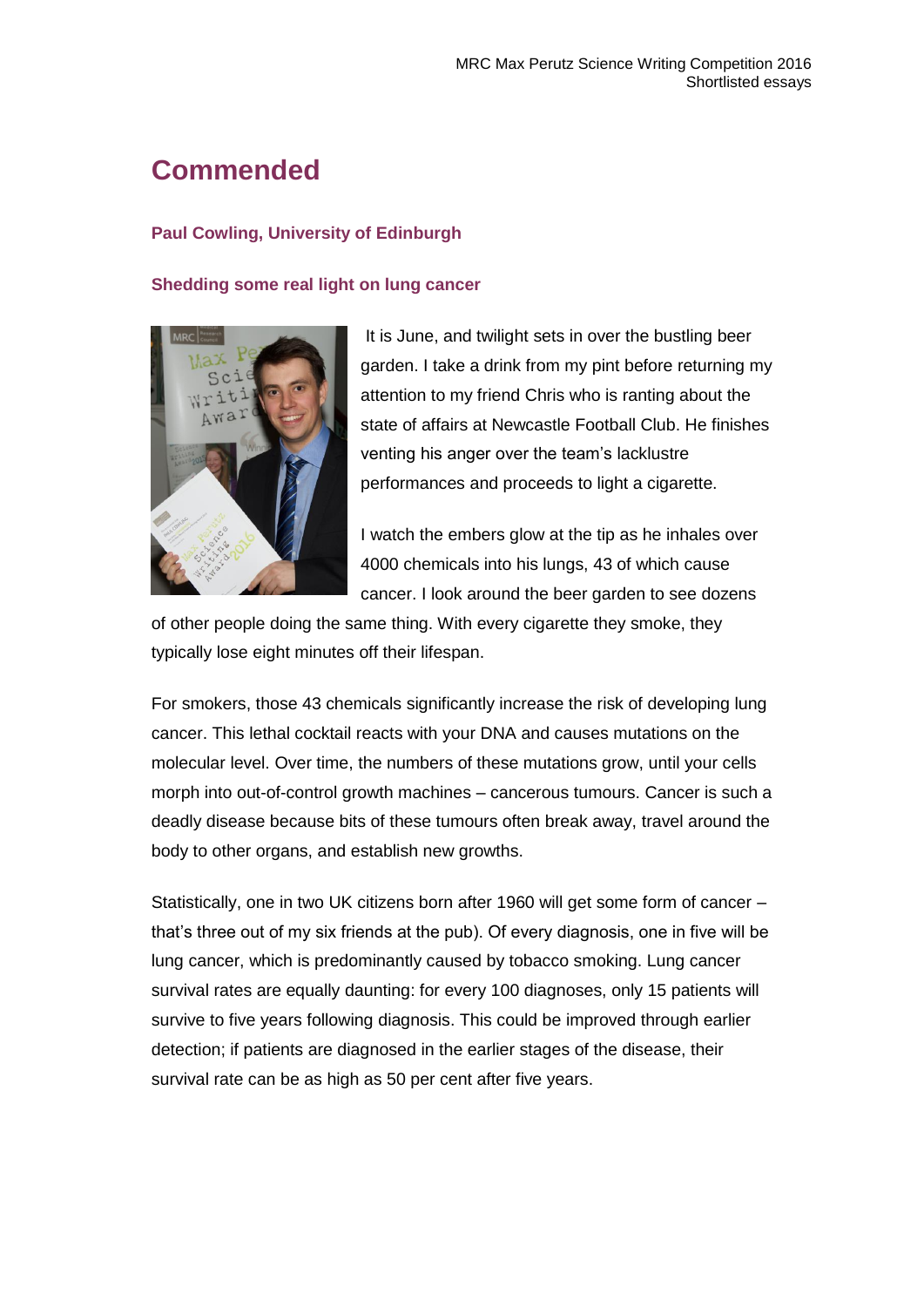# Commended

### Paul Cowling, University of Edinburgh

### Shedding some real light on lung cancer

It is June, and twilight sets in over the bustling beer garden. I take a drink from my pint before returning my attention to my friend Chris who is ranting about the state of affairs at Newcastle Football Club. He finishes venting his anger over the team's lacklustre performances and proceeds to light a cigarette.

I watch the embers glow at the tip as he inhales over 4000 chemicals into his lungs, 43 of which cause cancer. I look around the beer garden to see dozens of other people doing the same thing. With every cigarette they smoke, they typically lose eight minutes off their lifespan.

For smokers, those 43 chemicals significantly increase the risk of developing lung cancer. This lethal cocktail reacts with your DNA and causes mutations on the molecular level. Over time, the numbers of these mutations grow, until your cells morph into out-of-control growth machines – cancerous tumours. Cancer is such a deadly disease because bits of these tumours often break away, travel around the body to other organs, and establish new growths.

Statistically, one in two UK citizens born after 1960 will get some form of cancer – that's three out of my six friends at the pub). Of every diagnosis, one in five will be lung cancer, which is predominantly caused by tobacco smoking. Lung cancer survival rates are equally daunting: for every 100 diagnoses, only 15 patients will survive to five years following diagnosis. This could be improved through earlier detection; if patients are diagnosed in the earlier stages of the disease, their survival rate can be as high as 50 per cent after five years.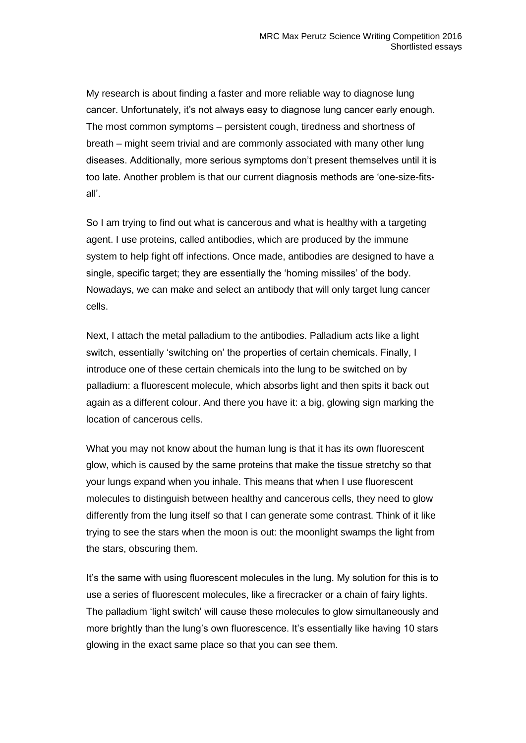My research is about finding a faster and more reliable way to diagnose lung cancer. Unfortunately, it's not always easy to diagnose lung cancer early enough. The most common symptoms – persistent cough, tiredness and shortness of breath – might seem trivial and are commonly associated with many other lung diseases. Additionally, more serious symptoms don't present themselves until it is too late. Another problem is that our current diagnosis methods are 'one-size-fits-all'.

So I am trying to find out what is cancerous and what is healthy with a targeting agent. I use proteins, called antibodies, which are produced by the immune system to help fight off infections. Once made, antibodies are designed to have a single, specific target; they are essentially the 'homing missiles' of the body. Nowadays, we can make and select an antibody that will only target lung cancer cells.

Next, I attach the metal palladium to the antibodies. Palladium acts like a light switch, essentially 'switching on' the properties of certain chemicals. Finally, I introduce one of these certain chemicals into the lung to be switched on by palladium: a fluorescent molecule, which absorbs light and then spits it back out again as a different colour. And there you have it: a big, glowing sign marking the location of cancerous cells.

What you may not know about the human lung is that it has its own fluorescent glow, which is caused by the same proteins that make the tissue stretchy so that your lungs expand when you inhale. This means that when I use fluorescent molecules to distinguish between healthy and cancerous cells, they need to glow differently from the lung itself so that I can generate some contrast. Think of it like trying to see the stars when the moon is out: the moonlight swamps the light from the stars, obscuring them.

It's the same with using fluorescent molecules in the lung. My solution for this is to use a series of fluorescent molecules, like a firecracker or a chain of fairy lights. The palladium 'light switch' will cause these molecules to glow simultaneously and more brightly than the lung's own fluorescence. It's essentially like having 10 stars glowing in the exact same place so that you can see them.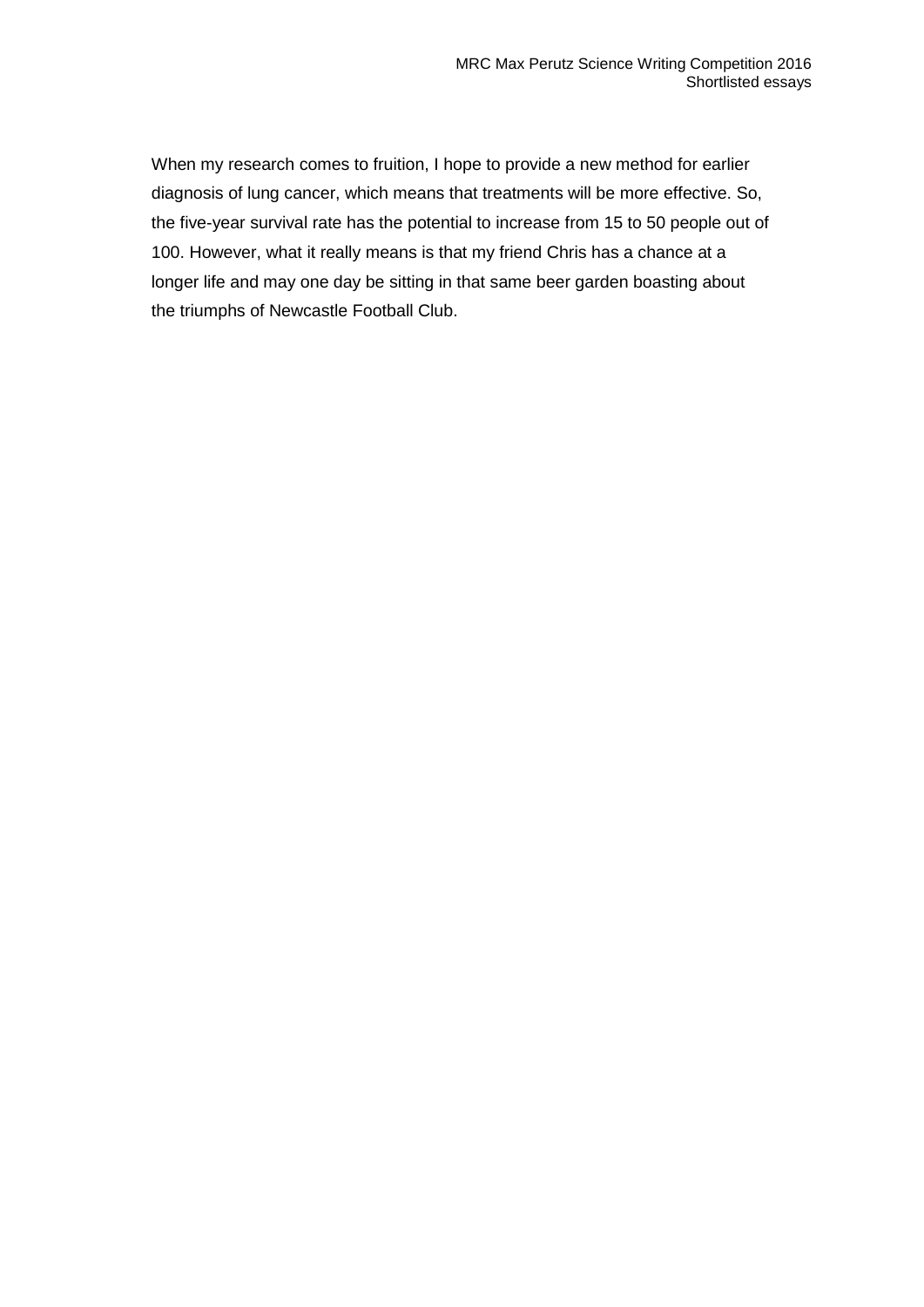When my research comes to fruition, I hope to provide a new method for earlier diagnosis of lung cancer, which means that treatments will be more effective. So, the five-year survival rate has the potential to increase from 15 to 50 people out of 100. However, what it really means is that my friend Chris has a chance at a longer life and may one day be sitting in that same beer garden boasting about the triumphs of Newcastle Football Club.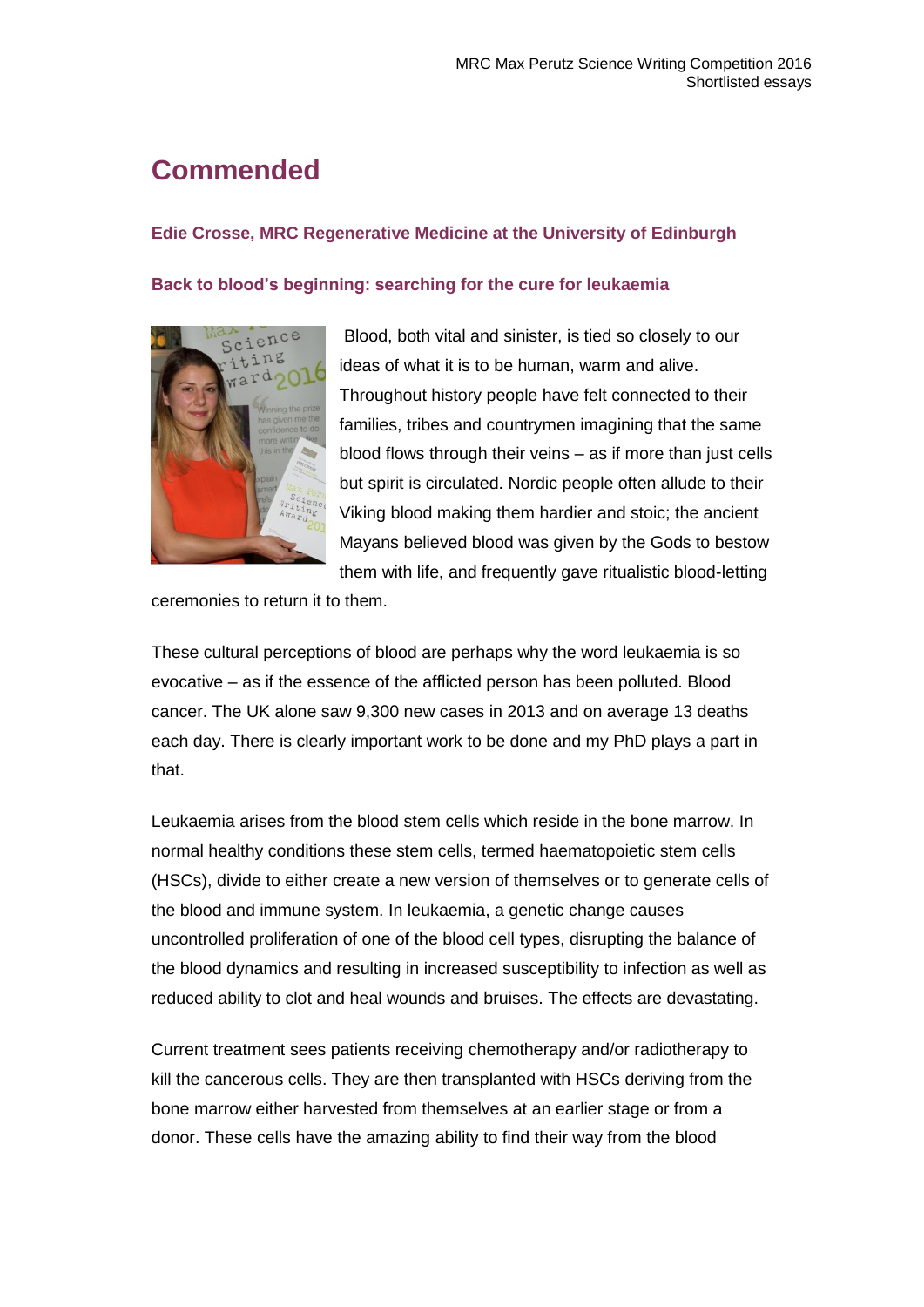# Commended

### Edie Crosse, MRC Regenerative Medicine at the University of Edinburgh

### Back to blood's beginning: searching for the cure for leukaemia

Blood, both vital and sinister, is tied so closely to our ideas of what it is to be human, warm and alive. Throughout history people have felt connected to their families, tribes and countrymen imagining that the same blood flows through their veins – as if more than just cells but spirit is circulated. Nordic people often allude to their Viking blood making them hardier and stoic; the ancient Mayans believed blood was given by the Gods to bestow them with life, and frequently gave ritualistic blood-letting ceremonies to return it to them.

These cultural perceptions of blood are perhaps why the word leukaemia is so evocative – as if the essence of the afflicted person has been polluted. Blood cancer. The UK alone saw 9,300 new cases in 2013 and on average 13 deaths each day. There is clearly important work to be done and my PhD plays a part in that.

Leukaemia arises from the blood stem cells which reside in the bone marrow. In normal healthy conditions these stem cells, termed haematopoietic stem cells (HSCs), divide to either create a new version of themselves or to generate cells of the blood and immune system. In leukaemia, a genetic change causes uncontrolled proliferation of one of the blood cell types, disrupting the balance of the blood dynamics and resulting in increased susceptibility to infection as well as reduced ability to clot and heal wounds and bruises. The effects are devastating.

Current treatment sees patients receiving chemotherapy and/or radiotherapy to kill the cancerous cells. They are then transplanted with HSCs deriving from the bone marrow either harvested from themselves at an earlier stage or from a donor. These cells have the amazing ability to find their way from the blood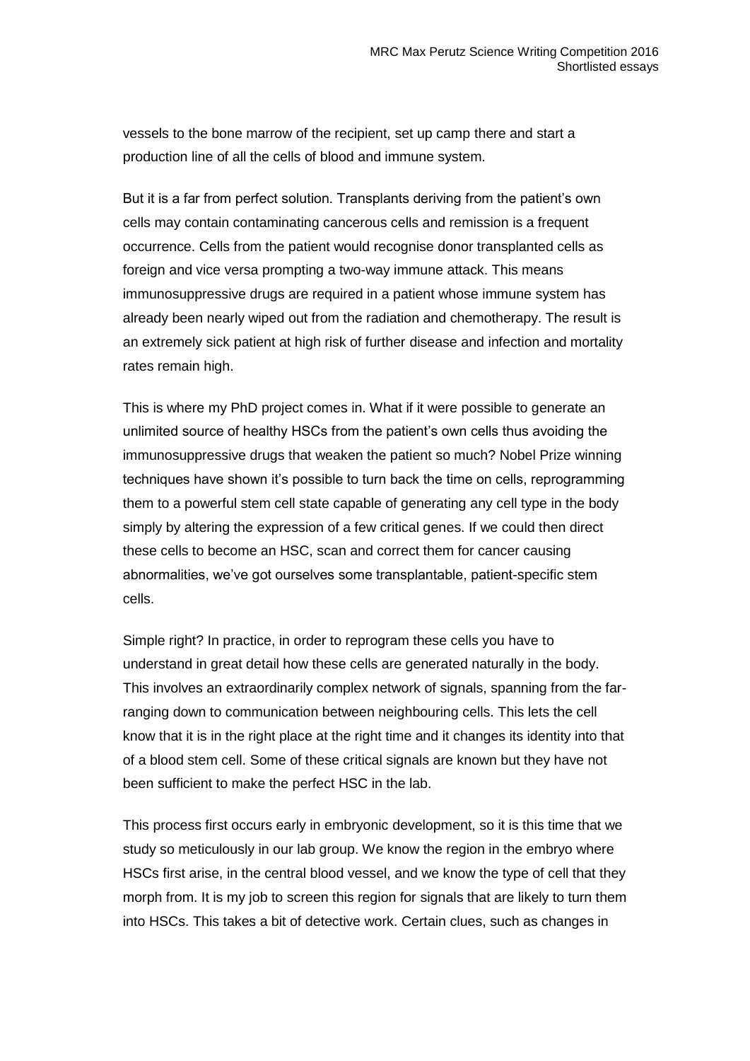vessels to the bone marrow of the recipient, set up camp there and start a production line of all the cells of blood and immune system.

But it is a far from perfect solution. Transplants deriving from the patient's own cells may contain contaminating cancerous cells and remission is a frequent occurrence. Cells from the patient would recognise donor transplanted cells as foreign and vice versa prompting a two-way immune attack. This means immunosuppressive drugs are required in a patient whose immune system has already been nearly wiped out from the radiation and chemotherapy. The result is an extremely sick patient at high risk of further disease and infection and mortality rates remain high.

This is where my PhD project comes in. What if it were possible to generate an unlimited source of healthy HSCs from the patient's own cells thus avoiding the immunosuppressive drugs that weaken the patient so much? Nobel Prize winning techniques have shown it's possible to turn back the time on cells, reprogramming them to a powerful stem cell state capable of generating any cell type in the body simply by altering the expression of a few critical genes. If we could then direct these cells to become an HSC, scan and correct them for cancer causing abnormalities, we've got ourselves some transplantable, patient-specific stem cells.

Simple right? In practice, in order to reprogram these cells you have to understand in great detail how these cells are generated naturally in the body. This involves an extraordinarily complex network of signals, spanning from the far-ranging down to communication between neighbouring cells. This lets the cell know that it is in the right place at the right time and it changes its identity into that of a blood stem cell. Some of these critical signals are known but they have not been sufficient to make the perfect HSC in the lab.

This process first occurs early in embryonic development, so it is this time that we study so meticulously in our lab group. We know the region in the embryo where HSCs first arise, in the central blood vessel, and we know the type of cell that they morph from. It is my job to screen this region for signals that are likely to turn them into HSCs. This takes a bit of detective work. Certain clues, such as changes in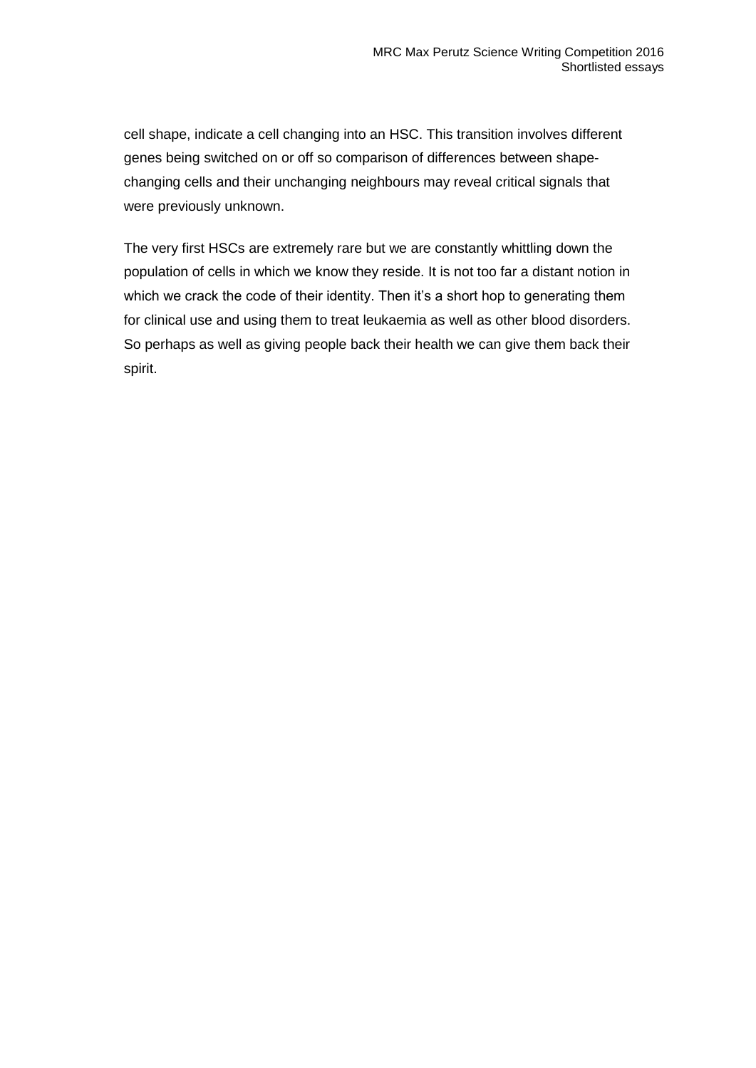cell shape, indicate a cell changing into an HSC. This transition involves different genes being switched on or off so comparison of differences between shape-changing cells and their unchanging neighbours may reveal critical signals that were previously unknown.

The very first HSCs are extremely rare but we are constantly whittling down the population of cells in which we know they reside. It is not too far a distant notion in which we crack the code of their identity. Then it's a short hop to generating them for clinical use and using them to treat leukaemia as well as other blood disorders. So perhaps as well as giving people back their health we can give them back their spirit.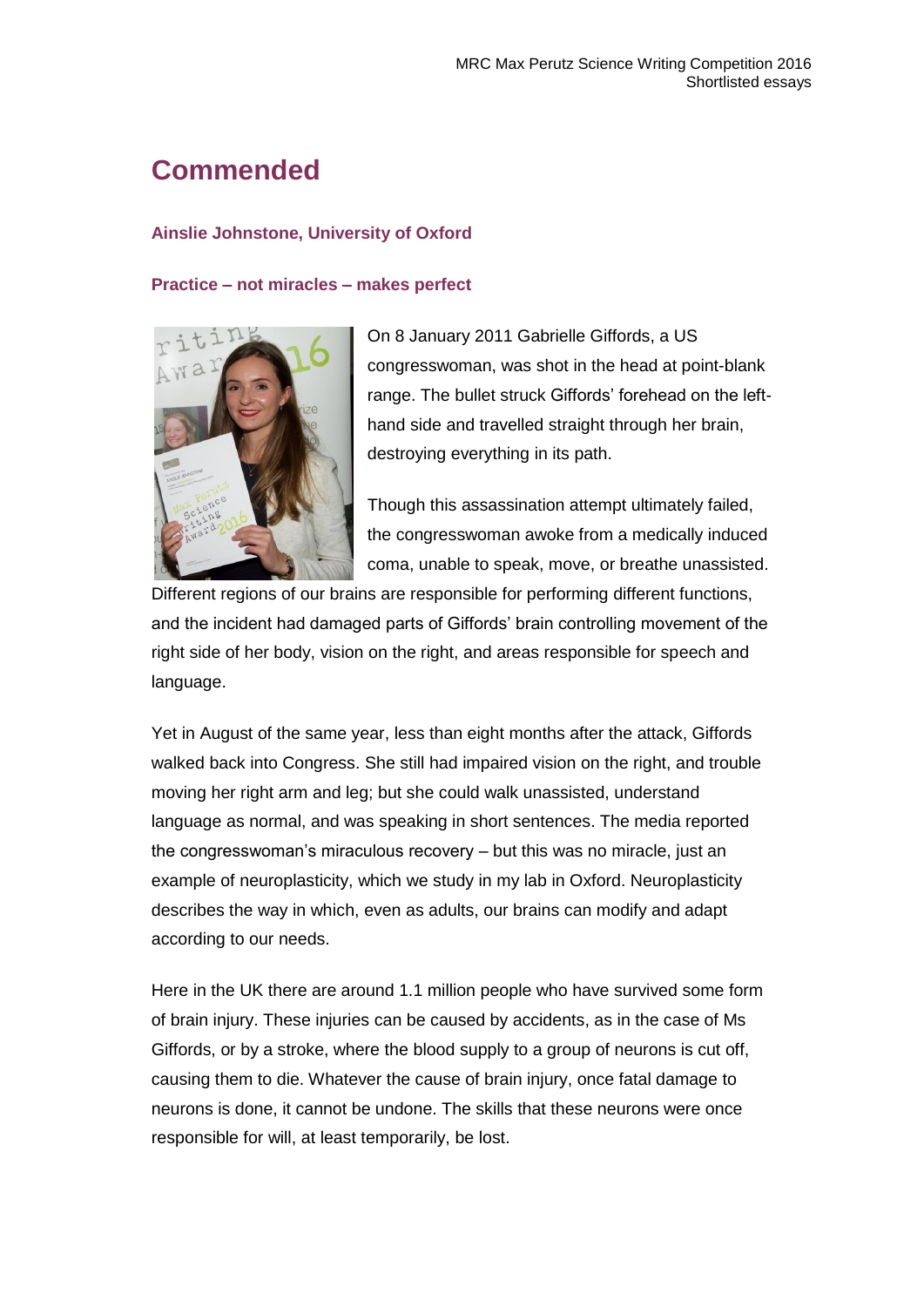# Commended

### Ainslie Johnstone, University of Oxford

### Practice – not miracles – makes perfect

On 8 January 2011 Gabrielle Giffords, a US congresswoman, was shot in the head at point-blank range. The bullet struck Giffords' forehead on the left-hand side and travelled straight through her brain, destroying everything in its path.

Though this assassination attempt ultimately failed, the congresswoman awoke from a medically induced coma, unable to speak, move, or breathe unassisted. Different regions of our brains are responsible for performing different functions, and the incident had damaged parts of Giffords' brain controlling movement of the right side of her body, vision on the right, and areas responsible for speech and language.

Yet in August of the same year, less than eight months after the attack, Giffords walked back into Congress. She still had impaired vision on the right, and trouble moving her right arm and leg; but she could walk unassisted, understand language as normal, and was speaking in short sentences. The media reported the congresswoman's miraculous recovery – but this was no miracle, just an example of neuroplasticity, which we study in my lab in Oxford. Neuroplasticity describes the way in which, even as adults, our brains can modify and adapt according to our needs.

Here in the UK there are around 1.1 million people who have survived some form of brain injury. These injuries can be caused by accidents, as in the case of Ms Giffords, or by a stroke, where the blood supply to a group of neurons is cut off, causing them to die. Whatever the cause of brain injury, once fatal damage to neurons is done, it cannot be undone. The skills that these neurons were once responsible for will, at least temporarily, be lost.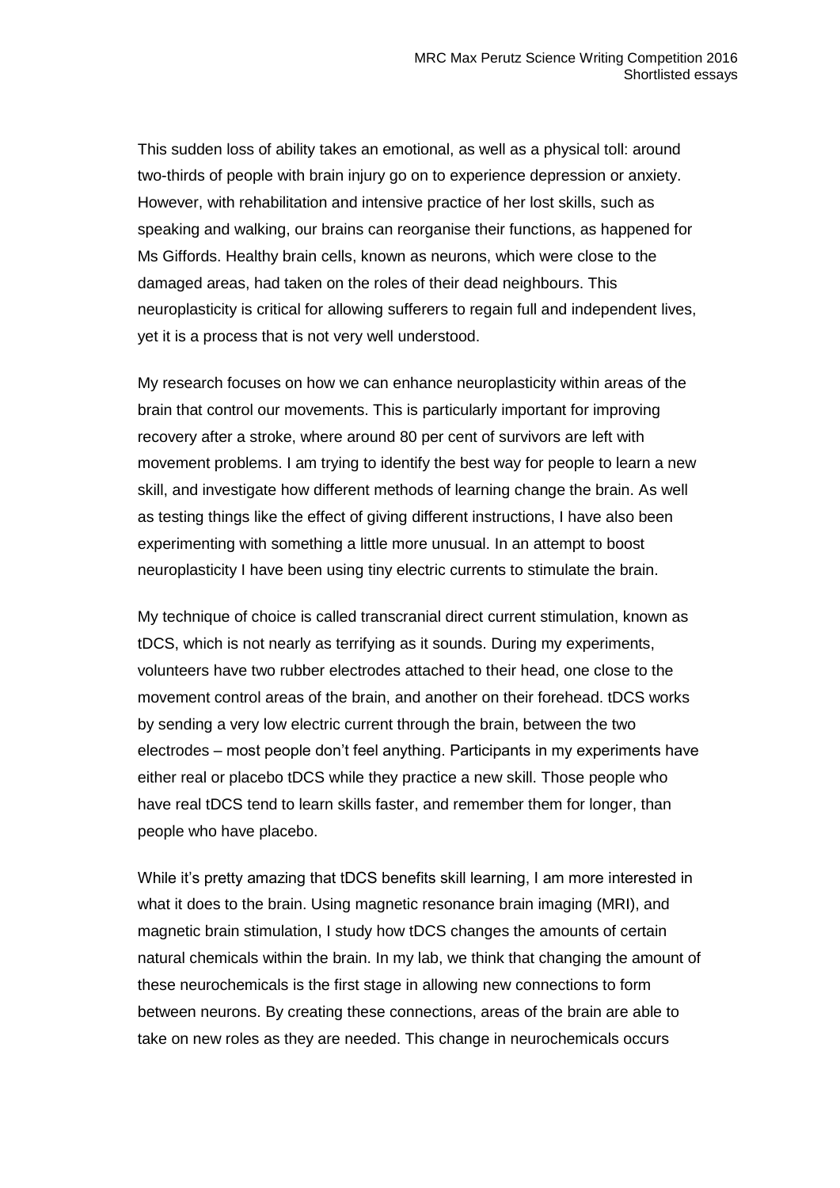This sudden loss of ability takes an emotional, as well as a physical toll: around two-thirds of people with brain injury go on to experience depression or anxiety. However, with rehabilitation and intensive practice of her lost skills, such as speaking and walking, our brains can reorganise their functions, as happened for Ms Giffords. Healthy brain cells, known as neurons, which were close to the damaged areas, had taken on the roles of their dead neighbours. This neuroplasticity is critical for allowing sufferers to regain full and independent lives, yet it is a process that is not very well understood.

My research focuses on how we can enhance neuroplasticity within areas of the brain that control our movements. This is particularly important for improving recovery after a stroke, where around 80 per cent of survivors are left with movement problems. I am trying to identify the best way for people to learn a new skill, and investigate how different methods of learning change the brain. As well as testing things like the effect of giving different instructions, I have also been experimenting with something a little more unusual. In an attempt to boost neuroplasticity I have been using tiny electric currents to stimulate the brain.

My technique of choice is called transcranial direct current stimulation, known as tDCS, which is not nearly as terrifying as it sounds. During my experiments, volunteers have two rubber electrodes attached to their head, one close to the movement control areas of the brain, and another on their forehead. tDCS works by sending a very low electric current through the brain, between the two electrodes – most people don't feel anything. Participants in my experiments have either real or placebo tDCS while they practice a new skill. Those people who have real tDCS tend to learn skills faster, and remember them for longer, than people who have placebo.

While it's pretty amazing that tDCS benefits skill learning, I am more interested in what it does to the brain. Using magnetic resonance brain imaging (MRI), and magnetic brain stimulation, I study how tDCS changes the amounts of certain natural chemicals within the brain. In my lab, we think that changing the amount of these neurochemicals is the first stage in allowing new connections to form between neurons. By creating these connections, areas of the brain are able to take on new roles as they are needed. This change in neurochemicals occurs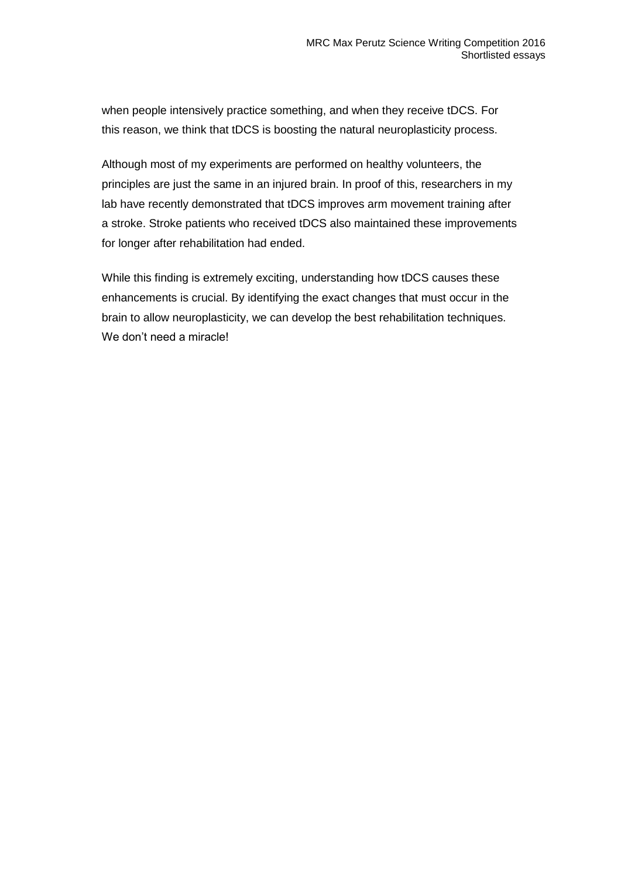when people intensively practice something, and when they receive tDCS. For this reason, we think that tDCS is boosting the natural neuroplasticity process.

Although most of my experiments are performed on healthy volunteers, the principles are just the same in an injured brain. In proof of this, researchers in my lab have recently demonstrated that tDCS improves arm movement training after a stroke. Stroke patients who received tDCS also maintained these improvements for longer after rehabilitation had ended.

While this finding is extremely exciting, understanding how tDCS causes these enhancements is crucial. By identifying the exact changes that must occur in the brain to allow neuroplasticity, we can develop the best rehabilitation techniques. We don't need a miracle!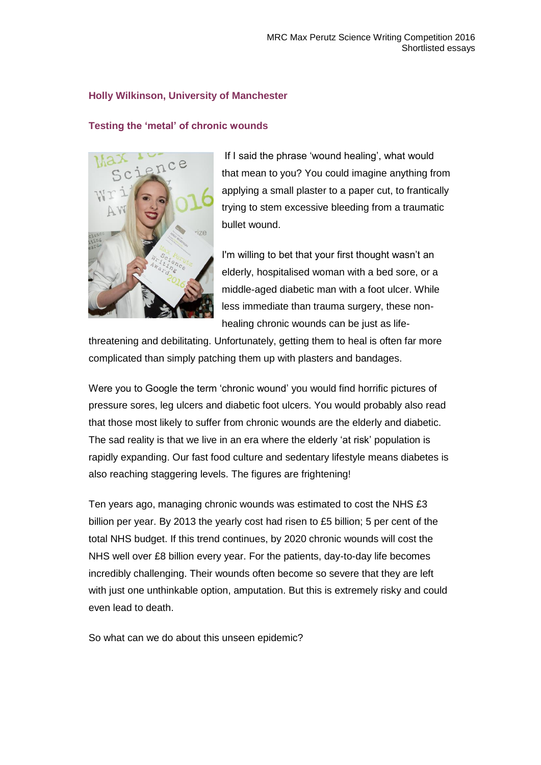**Holly Wilkinson, University of Manchester**

## Testing the 'metal' of chronic wounds

If I said the phrase 'wound healing', what would that mean to you? You could imagine anything from applying a small plaster to a paper cut, to frantically trying to stem excessive bleeding from a traumatic bullet wound.

I'm willing to bet that your first thought wasn't an elderly, hospitalised woman with a bed sore, or a middle-aged diabetic man with a foot ulcer. While less immediate than trauma surgery, these non-healing chronic wounds can be just as life-threatening and debilitating. Unfortunately, getting them to heal is often far more complicated than simply patching them up with plasters and bandages.

Were you to Google the term 'chronic wound' you would find horrific pictures of pressure sores, leg ulcers and diabetic foot ulcers. You would probably also read that those most likely to suffer from chronic wounds are the elderly and diabetic. The sad reality is that we live in an era where the elderly 'at risk' population is rapidly expanding. Our fast food culture and sedentary lifestyle means diabetes is also reaching staggering levels. The figures are frightening!

Ten years ago, managing chronic wounds was estimated to cost the NHS £3 billion per year. By 2013 the yearly cost had risen to £5 billion; 5 per cent of the total NHS budget. If this trend continues, by 2020 chronic wounds will cost the NHS well over £8 billion every year. For the patients, day-to-day life becomes incredibly challenging. Their wounds often become so severe that they are left with just one unthinkable option, amputation. But this is extremely risky and could even lead to death.

So what can we do about this unseen epidemic?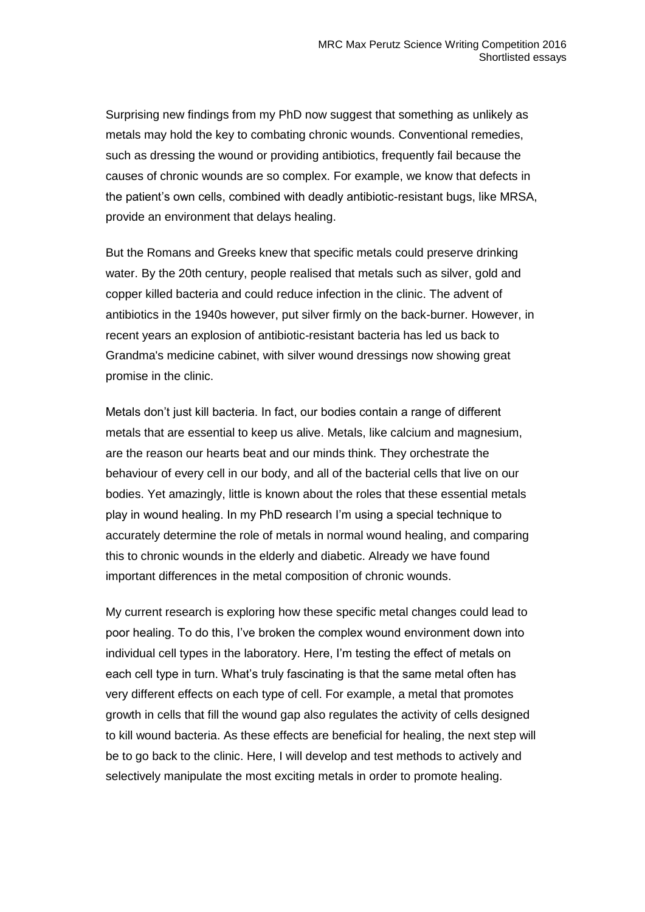Surprising new findings from my PhD now suggest that something as unlikely as metals may hold the key to combating chronic wounds. Conventional remedies, such as dressing the wound or providing antibiotics, frequently fail because the causes of chronic wounds are so complex. For example, we know that defects in the patient's own cells, combined with deadly antibiotic-resistant bugs, like MRSA, provide an environment that delays healing.

But the Romans and Greeks knew that specific metals could preserve drinking water. By the 20th century, people realised that metals such as silver, gold and copper killed bacteria and could reduce infection in the clinic. The advent of antibiotics in the 1940s however, put silver firmly on the back-burner. However, in recent years an explosion of antibiotic-resistant bacteria has led us back to Grandma's medicine cabinet, with silver wound dressings now showing great promise in the clinic.

Metals don't just kill bacteria. In fact, our bodies contain a range of different metals that are essential to keep us alive. Metals, like calcium and magnesium, are the reason our hearts beat and our minds think. They orchestrate the behaviour of every cell in our body, and all of the bacterial cells that live on our bodies. Yet amazingly, little is known about the roles that these essential metals play in wound healing. In my PhD research I'm using a special technique to accurately determine the role of metals in normal wound healing, and comparing this to chronic wounds in the elderly and diabetic. Already we have found important differences in the metal composition of chronic wounds.

My current research is exploring how these specific metal changes could lead to poor healing. To do this, I've broken the complex wound environment down into individual cell types in the laboratory. Here, I'm testing the effect of metals on each cell type in turn. What's truly fascinating is that the same metal often has very different effects on each type of cell. For example, a metal that promotes growth in cells that fill the wound gap also regulates the activity of cells designed to kill wound bacteria. As these effects are beneficial for healing, the next step will be to go back to the clinic. Here, I will develop and test methods to actively and selectively manipulate the most exciting metals in order to promote healing.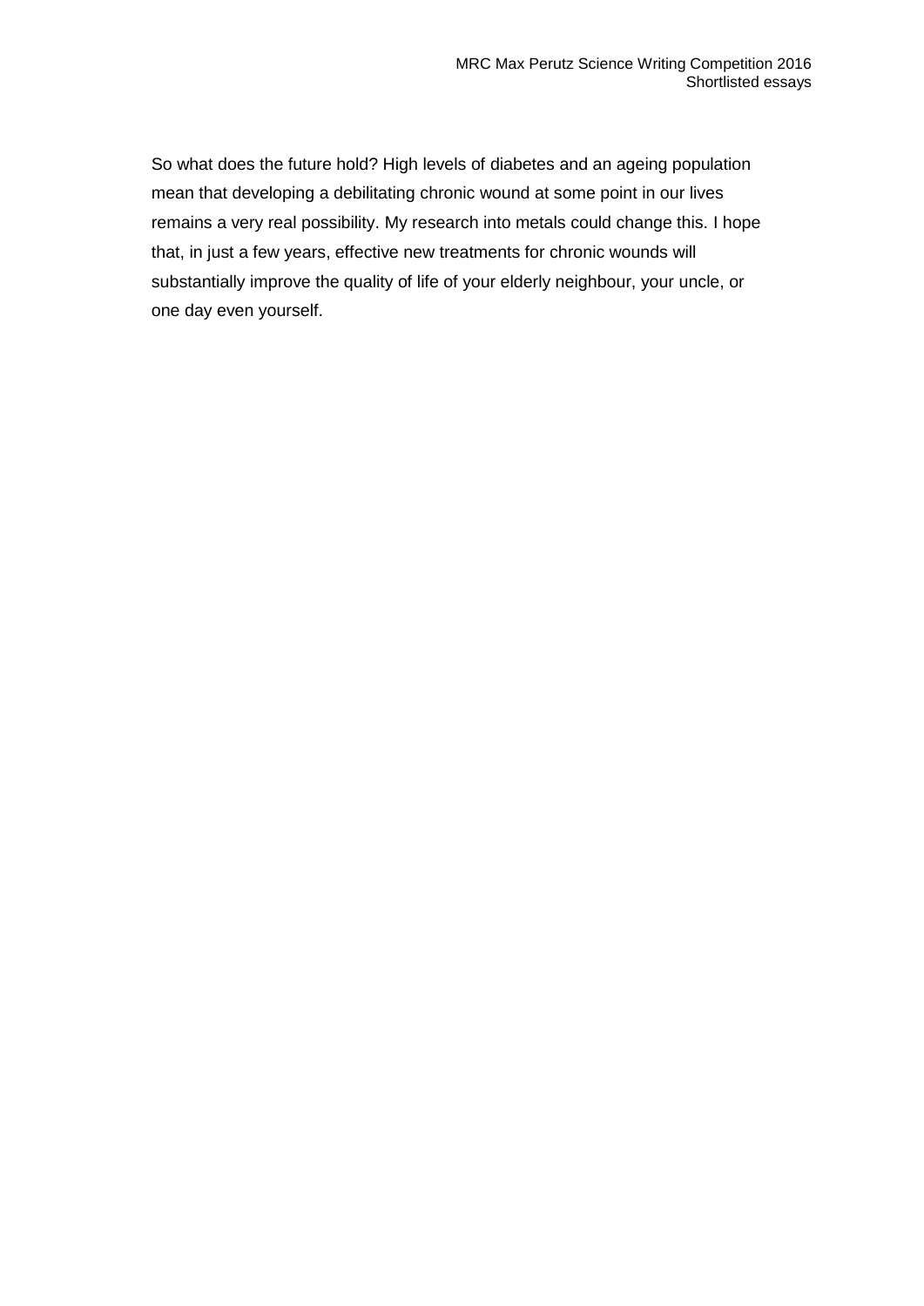So what does the future hold? High levels of diabetes and an ageing population mean that developing a debilitating chronic wound at some point in our lives remains a very real possibility. My research into metals could change this. I hope that, in just a few years, effective new treatments for chronic wounds will substantially improve the quality of life of your elderly neighbour, your uncle, or one day even yourself.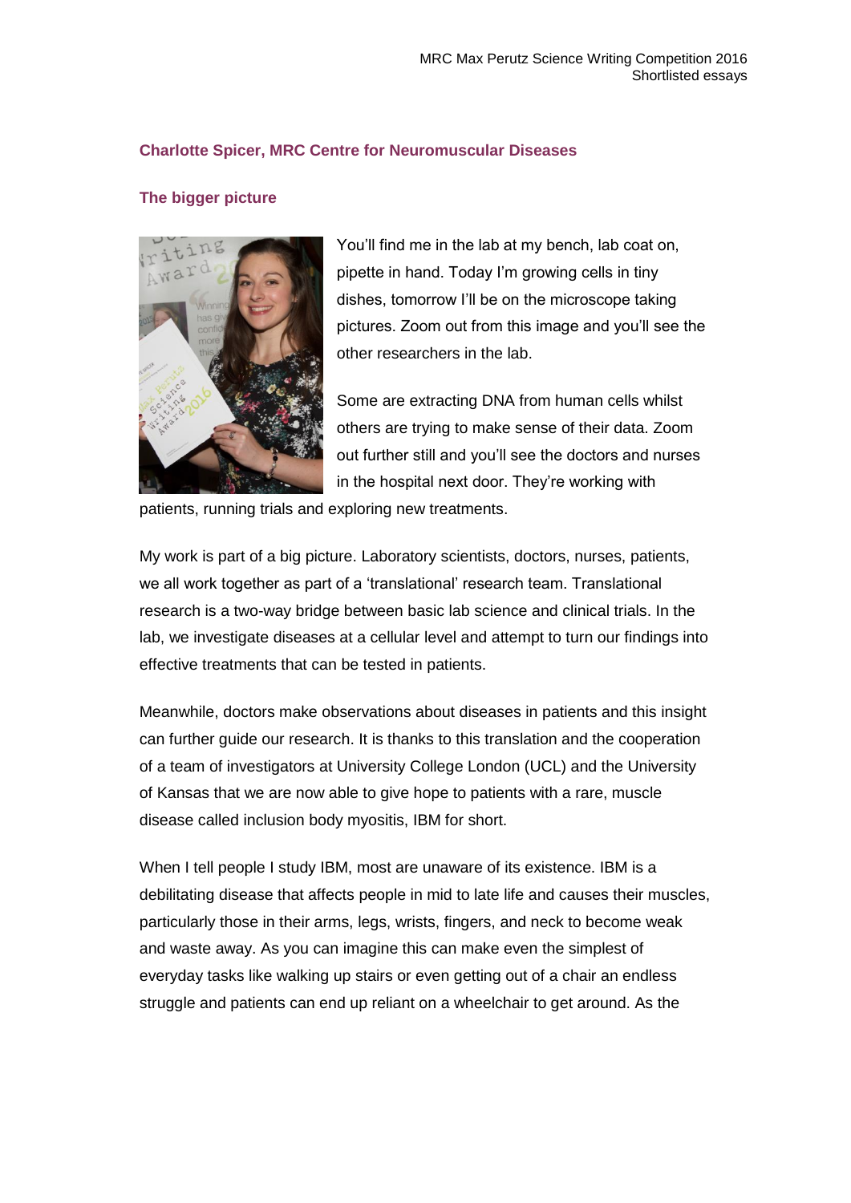## Charlotte Spicer, MRC Centre for Neuromuscular Diseases

### The bigger picture

You'll find me in the lab at my bench, lab coat on, pipette in hand. Today I'm growing cells in tiny dishes, tomorrow I'll be on the microscope taking pictures. Zoom out from this image and you'll see the other researchers in the lab.

Some are extracting DNA from human cells whilst others are trying to make sense of their data. Zoom out further still and you'll see the doctors and nurses in the hospital next door. They're working with patients, running trials and exploring new treatments.

My work is part of a big picture. Laboratory scientists, doctors, nurses, patients, we all work together as part of a 'translational' research team. Translational research is a two-way bridge between basic lab science and clinical trials. In the lab, we investigate diseases at a cellular level and attempt to turn our findings into effective treatments that can be tested in patients.

Meanwhile, doctors make observations about diseases in patients and this insight can further guide our research. It is thanks to this translation and the cooperation of a team of investigators at University College London (UCL) and the University of Kansas that we are now able to give hope to patients with a rare, muscle disease called inclusion body myositis, IBM for short.

When I tell people I study IBM, most are unaware of its existence. IBM is a debilitating disease that affects people in mid to late life and causes their muscles, particularly those in their arms, legs, wrists, fingers, and neck to become weak and waste away. As you can imagine this can make even the simplest of everyday tasks like walking up stairs or even getting out of a chair an endless struggle and patients can end up reliant on a wheelchair to get around. As the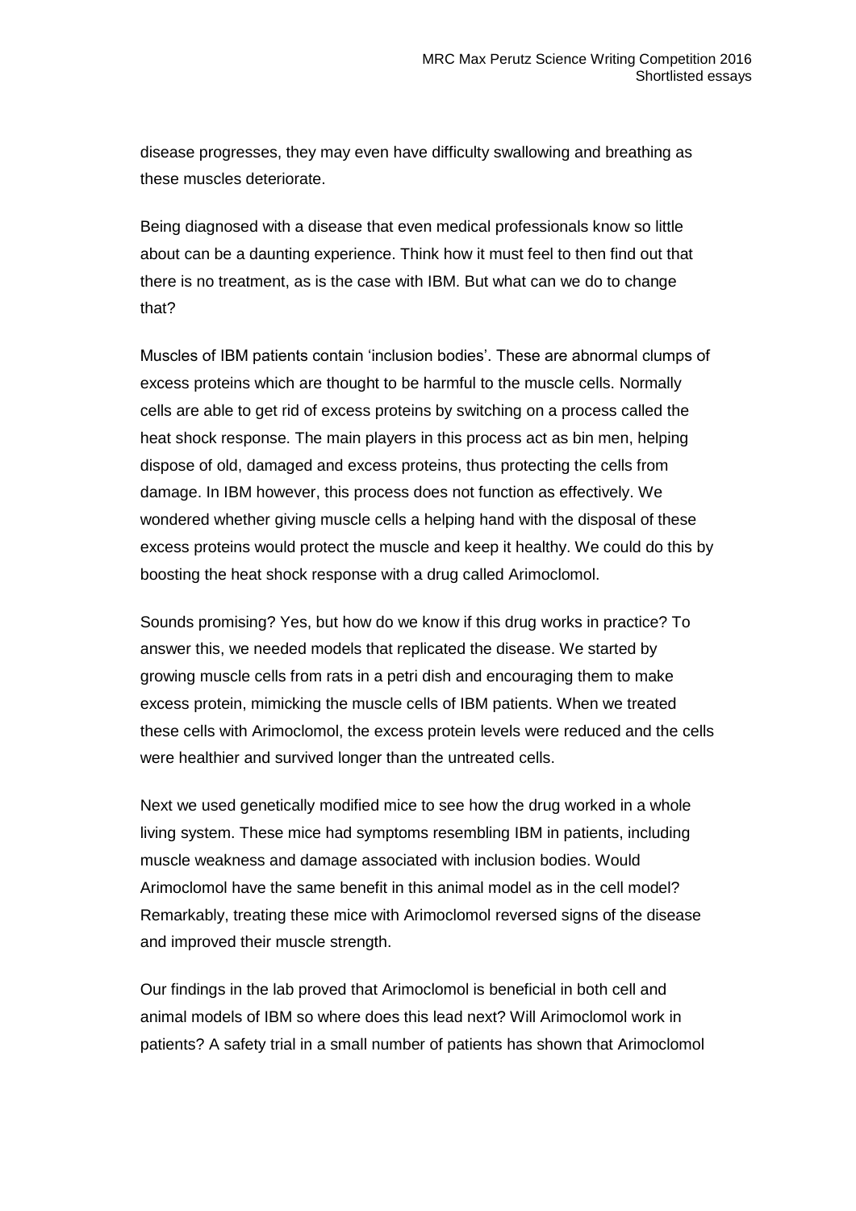disease progresses, they may even have difficulty swallowing and breathing as these muscles deteriorate.

Being diagnosed with a disease that even medical professionals know so little about can be a daunting experience. Think how it must feel to then find out that there is no treatment, as is the case with IBM. But what can we do to change that?

Muscles of IBM patients contain 'inclusion bodies'. These are abnormal clumps of excess proteins which are thought to be harmful to the muscle cells. Normally cells are able to get rid of excess proteins by switching on a process called the heat shock response. The main players in this process act as bin men, helping dispose of old, damaged and excess proteins, thus protecting the cells from damage. In IBM however, this process does not function as effectively. We wondered whether giving muscle cells a helping hand with the disposal of these excess proteins would protect the muscle and keep it healthy. We could do this by boosting the heat shock response with a drug called Arimoclomol.

Sounds promising? Yes, but how do we know if this drug works in practice? To answer this, we needed models that replicated the disease. We started by growing muscle cells from rats in a petri dish and encouraging them to make excess protein, mimicking the muscle cells of IBM patients. When we treated these cells with Arimoclomol, the excess protein levels were reduced and the cells were healthier and survived longer than the untreated cells.

Next we used genetically modified mice to see how the drug worked in a whole living system. These mice had symptoms resembling IBM in patients, including muscle weakness and damage associated with inclusion bodies. Would Arimoclomol have the same benefit in this animal model as in the cell model? Remarkably, treating these mice with Arimoclomol reversed signs of the disease and improved their muscle strength.

Our findings in the lab proved that Arimoclomol is beneficial in both cell and animal models of IBM so where does this lead next? Will Arimoclomol work in patients? A safety trial in a small number of patients has shown that Arimoclomol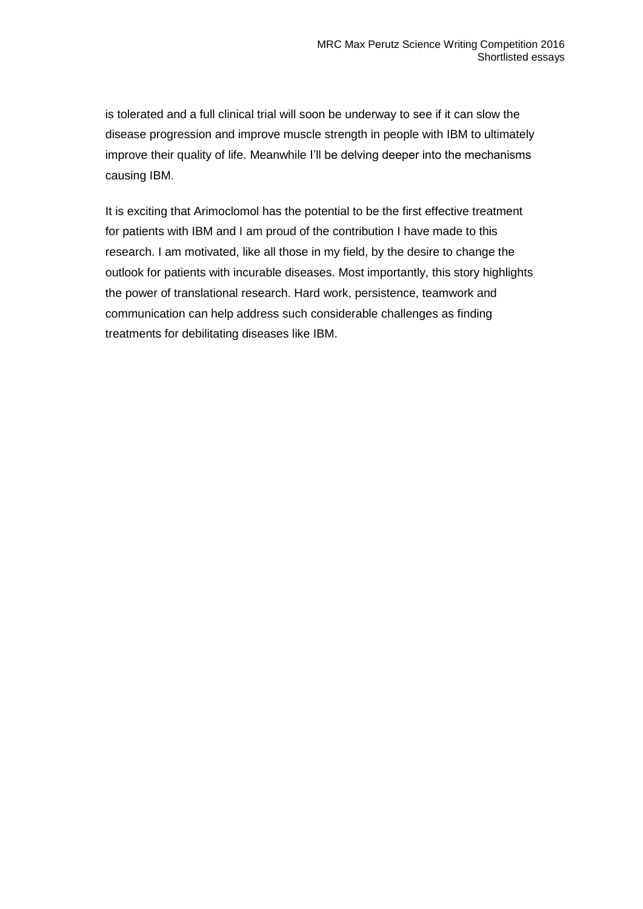is tolerated and a full clinical trial will soon be underway to see if it can slow the disease progression and improve muscle strength in people with IBM to ultimately improve their quality of life. Meanwhile I'll be delving deeper into the mechanisms causing IBM.

It is exciting that Arimoclomol has the potential to be the first effective treatment for patients with IBM and I am proud of the contribution I have made to this research. I am motivated, like all those in my field, by the desire to change the outlook for patients with incurable diseases. Most importantly, this story highlights the power of translational research. Hard work, persistence, teamwork and communication can help address such considerable challenges as finding treatments for debilitating diseases like IBM.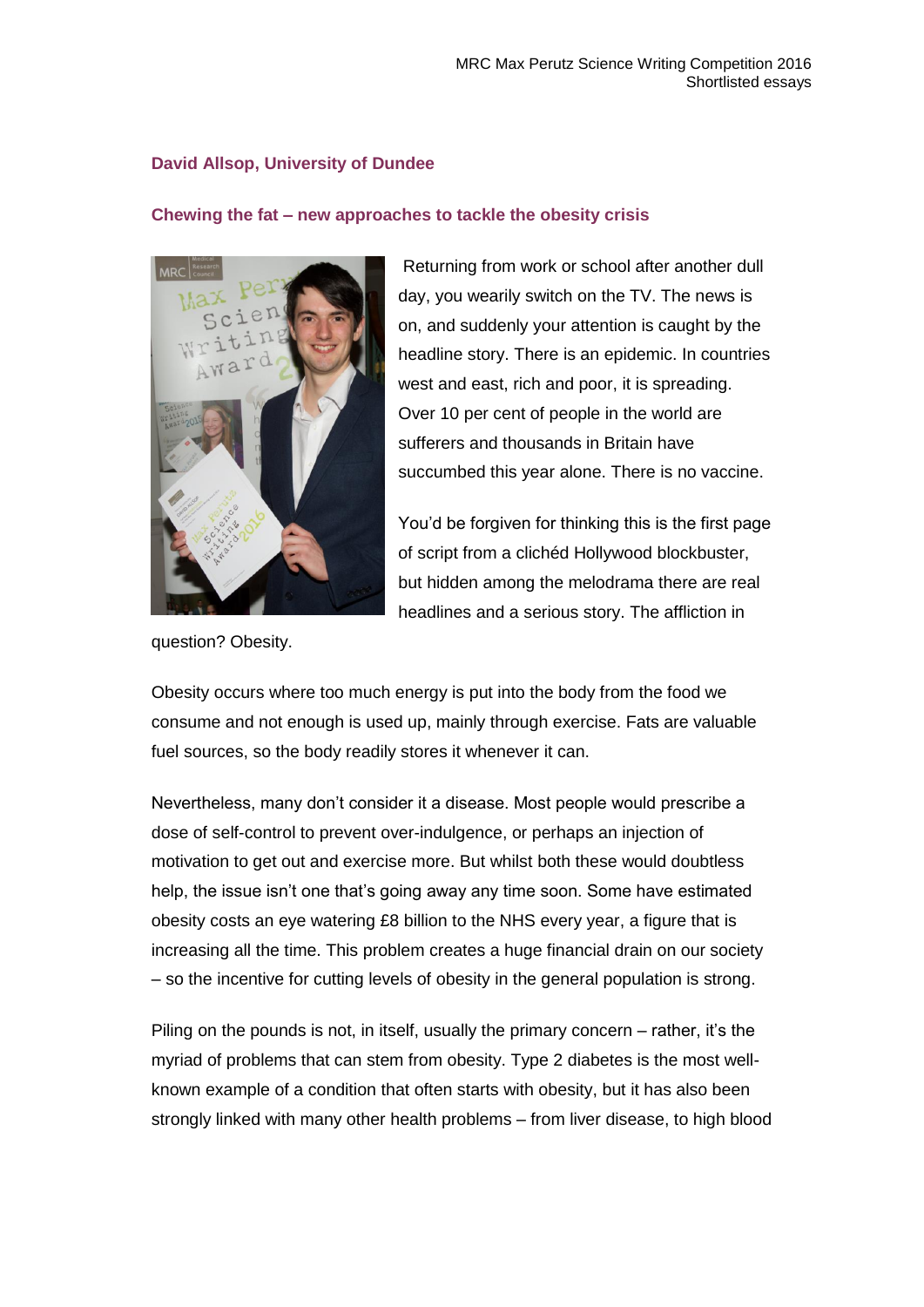**David Allsop, University of Dundee**

**Chewing the fat – new approaches to tackle the obesity crisis**

Returning from work or school after another dull day, you wearily switch on the TV. The news is on, and suddenly your attention is caught by the headline story. There is an epidemic. In countries west and east, rich and poor, it is spreading. Over 10 per cent of people in the world are sufferers and thousands in Britain have succumbed this year alone. There is no vaccine.

You'd be forgiven for thinking this is the first page of script from a clichéd Hollywood blockbuster, but hidden among the melodrama there are real headlines and a serious story. The affliction in question? Obesity.

Obesity occurs where too much energy is put into the body from the food we consume and not enough is used up, mainly through exercise. Fats are valuable fuel sources, so the body readily stores it whenever it can.

Nevertheless, many don't consider it a disease. Most people would prescribe a dose of self-control to prevent over-indulgence, or perhaps an injection of motivation to get out and exercise more. But whilst both these would doubtless help, the issue isn't one that's going away any time soon. Some have estimated obesity costs an eye watering £8 billion to the NHS every year, a figure that is increasing all the time. This problem creates a huge financial drain on our society – so the incentive for cutting levels of obesity in the general population is strong.

Piling on the pounds is not, in itself, usually the primary concern – rather, it's the myriad of problems that can stem from obesity. Type 2 diabetes is the most well-known example of a condition that often starts with obesity, but it has also been strongly linked with many other health problems – from liver disease, to high blood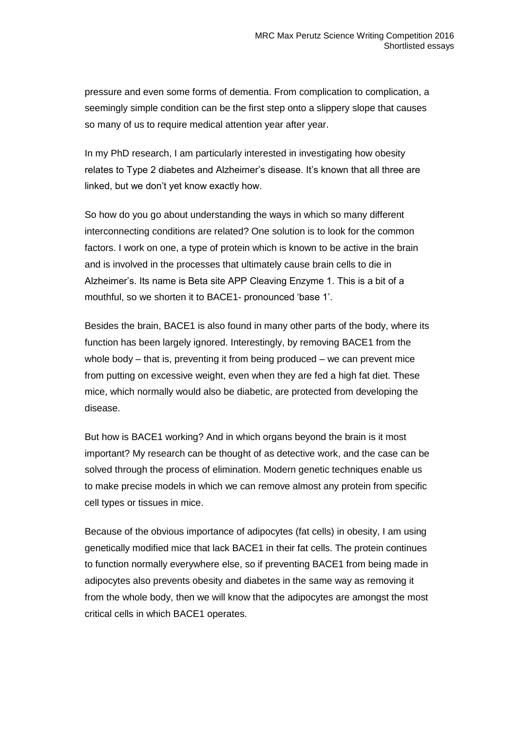pressure and even some forms of dementia. From complication to complication, a seemingly simple condition can be the first step onto a slippery slope that causes so many of us to require medical attention year after year.

In my PhD research, I am particularly interested in investigating how obesity relates to Type 2 diabetes and Alzheimer's disease. It's known that all three are linked, but we don't yet know exactly how.

So how do you go about understanding the ways in which so many different interconnecting conditions are related? One solution is to look for the common factors. I work on one, a type of protein which is known to be active in the brain and is involved in the processes that ultimately cause brain cells to die in Alzheimer's. Its name is Beta site APP Cleaving Enzyme 1. This is a bit of a mouthful, so we shorten it to BACE1- pronounced 'base 1'.

Besides the brain, BACE1 is also found in many other parts of the body, where its function has been largely ignored. Interestingly, by removing BACE1 from the whole body – that is, preventing it from being produced – we can prevent mice from putting on excessive weight, even when they are fed a high fat diet. These mice, which normally would also be diabetic, are protected from developing the disease.

But how is BACE1 working? And in which organs beyond the brain is it most important? My research can be thought of as detective work, and the case can be solved through the process of elimination. Modern genetic techniques enable us to make precise models in which we can remove almost any protein from specific cell types or tissues in mice.

Because of the obvious importance of adipocytes (fat cells) in obesity, I am using genetically modified mice that lack BACE1 in their fat cells. The protein continues to function normally everywhere else, so if preventing BACE1 from being made in adipocytes also prevents obesity and diabetes in the same way as removing it from the whole body, then we will know that the adipocytes are amongst the most critical cells in which BACE1 operates.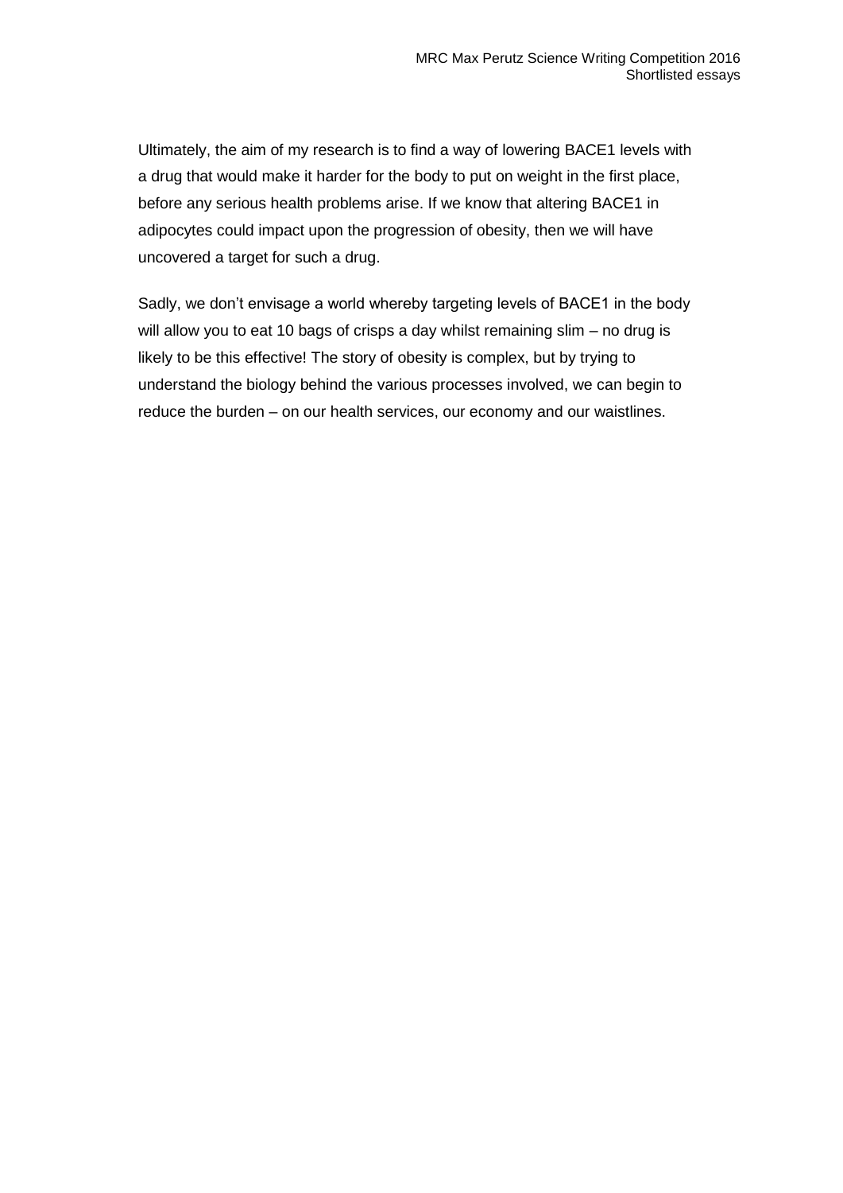Ultimately, the aim of my research is to find a way of lowering BACE1 levels with a drug that would make it harder for the body to put on weight in the first place, before any serious health problems arise. If we know that altering BACE1 in adipocytes could impact upon the progression of obesity, then we will have uncovered a target for such a drug.

Sadly, we don't envisage a world whereby targeting levels of BACE1 in the body will allow you to eat 10 bags of crisps a day whilst remaining slim – no drug is likely to be this effective! The story of obesity is complex, but by trying to understand the biology behind the various processes involved, we can begin to reduce the burden – on our health services, our economy and our waistlines.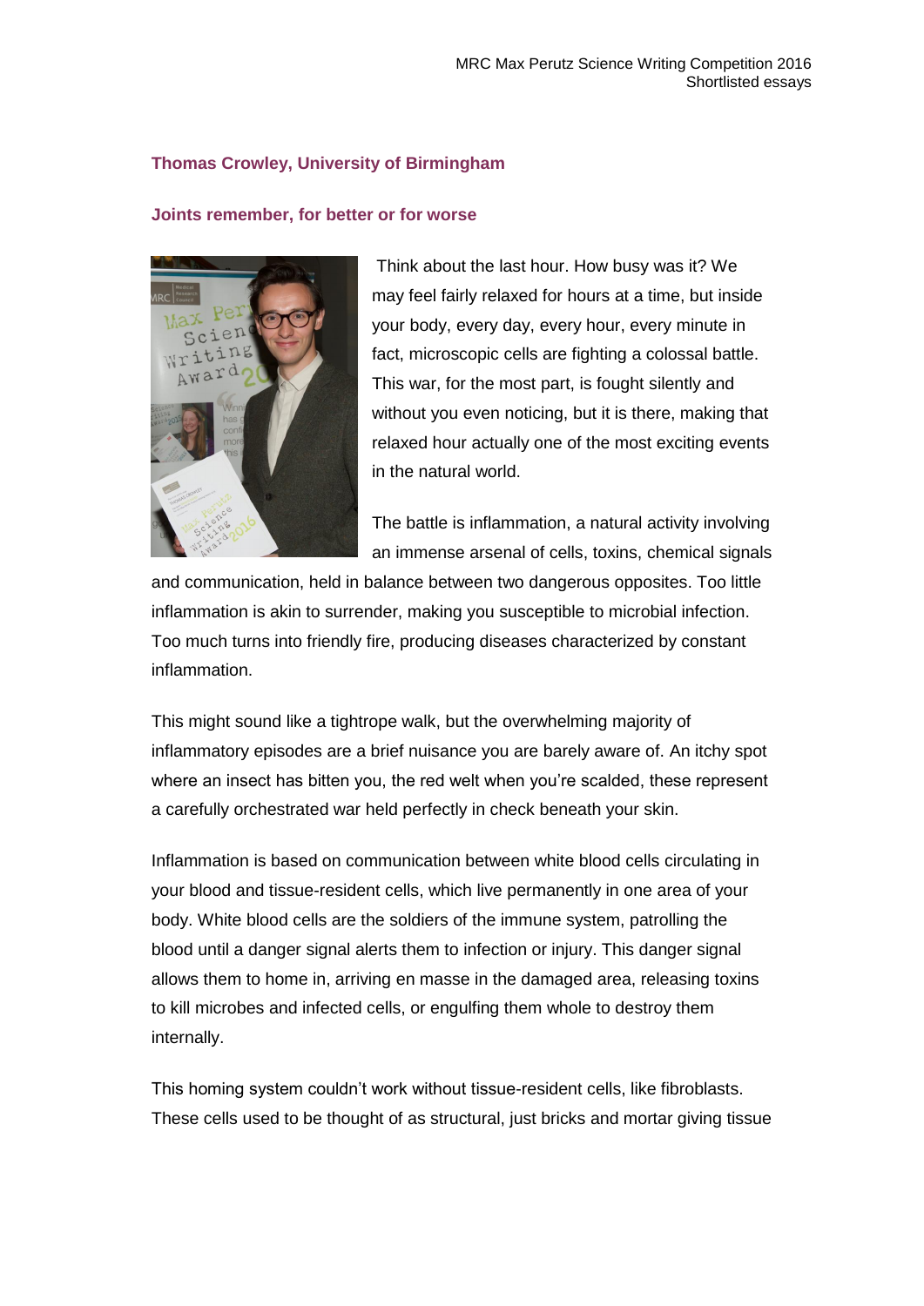**Thomas Crowley, University of Birmingham**

**Joints remember, for better or for worse**

Think about the last hour. How busy was it? We may feel fairly relaxed for hours at a time, but inside your body, every day, every hour, every minute in fact, microscopic cells are fighting a colossal battle. This war, for the most part, is fought silently and without you even noticing, but it is there, making that relaxed hour actually one of the most exciting events in the natural world.

The battle is inflammation, a natural activity involving an immense arsenal of cells, toxins, chemical signals and communication, held in balance between two dangerous opposites. Too little inflammation is akin to surrender, making you susceptible to microbial infection. Too much turns into friendly fire, producing diseases characterized by constant inflammation.

This might sound like a tightrope walk, but the overwhelming majority of inflammatory episodes are a brief nuisance you are barely aware of. An itchy spot where an insect has bitten you, the red welt when you're scalded, these represent a carefully orchestrated war held perfectly in check beneath your skin.

Inflammation is based on communication between white blood cells circulating in your blood and tissue-resident cells, which live permanently in one area of your body. White blood cells are the soldiers of the immune system, patrolling the blood until a danger signal alerts them to infection or injury. This danger signal allows them to home in, arriving en masse in the damaged area, releasing toxins to kill microbes and infected cells, or engulfing them whole to destroy them internally.

This homing system couldn't work without tissue-resident cells, like fibroblasts. These cells used to be thought of as structural, just bricks and mortar giving tissue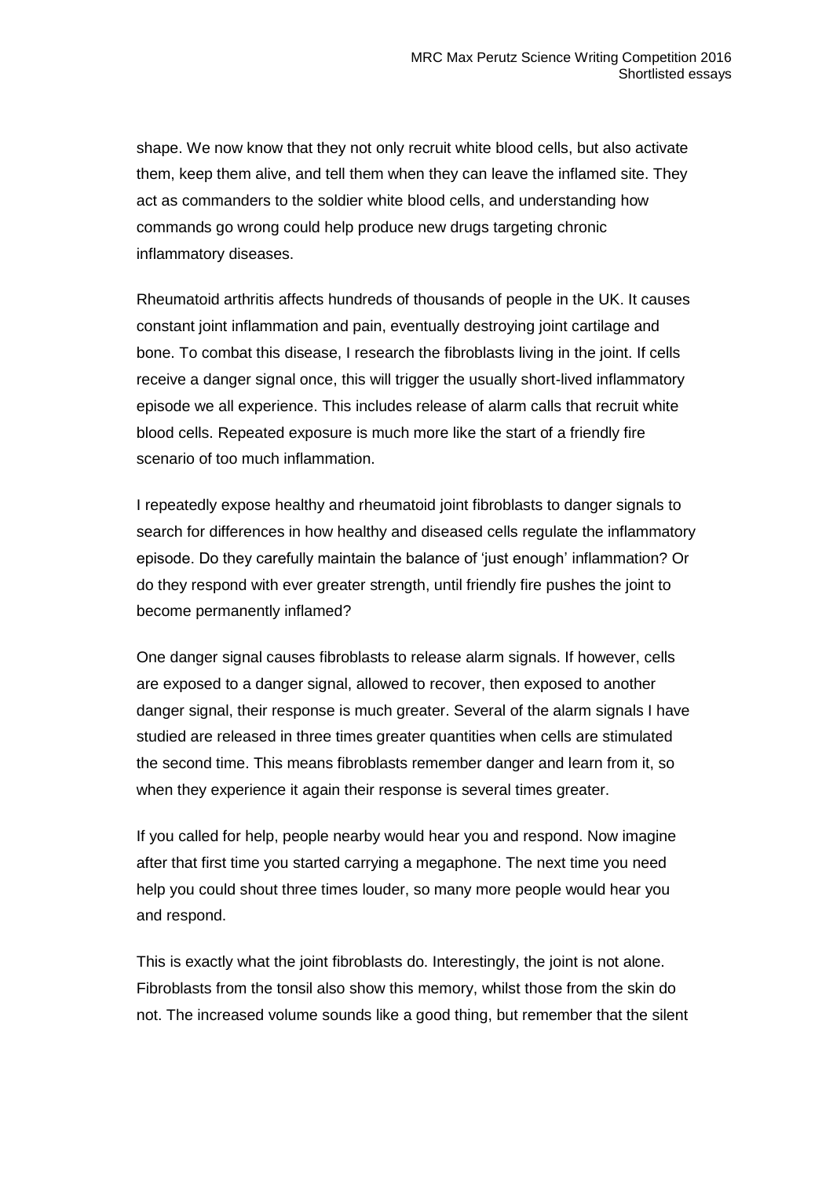shape. We now know that they not only recruit white blood cells, but also activate them, keep them alive, and tell them when they can leave the inflamed site. They act as commanders to the soldier white blood cells, and understanding how commands go wrong could help produce new drugs targeting chronic inflammatory diseases.

Rheumatoid arthritis affects hundreds of thousands of people in the UK. It causes constant joint inflammation and pain, eventually destroying joint cartilage and bone. To combat this disease, I research the fibroblasts living in the joint. If cells receive a danger signal once, this will trigger the usually short-lived inflammatory episode we all experience. This includes release of alarm calls that recruit white blood cells. Repeated exposure is much more like the start of a friendly fire scenario of too much inflammation.

I repeatedly expose healthy and rheumatoid joint fibroblasts to danger signals to search for differences in how healthy and diseased cells regulate the inflammatory episode. Do they carefully maintain the balance of 'just enough' inflammation? Or do they respond with ever greater strength, until friendly fire pushes the joint to become permanently inflamed?

One danger signal causes fibroblasts to release alarm signals. If however, cells are exposed to a danger signal, allowed to recover, then exposed to another danger signal, their response is much greater. Several of the alarm signals I have studied are released in three times greater quantities when cells are stimulated the second time. This means fibroblasts remember danger and learn from it, so when they experience it again their response is several times greater.

If you called for help, people nearby would hear you and respond. Now imagine after that first time you started carrying a megaphone. The next time you need help you could shout three times louder, so many more people would hear you and respond.

This is exactly what the joint fibroblasts do. Interestingly, the joint is not alone. Fibroblasts from the tonsil also show this memory, whilst those from the skin do not. The increased volume sounds like a good thing, but remember that the silent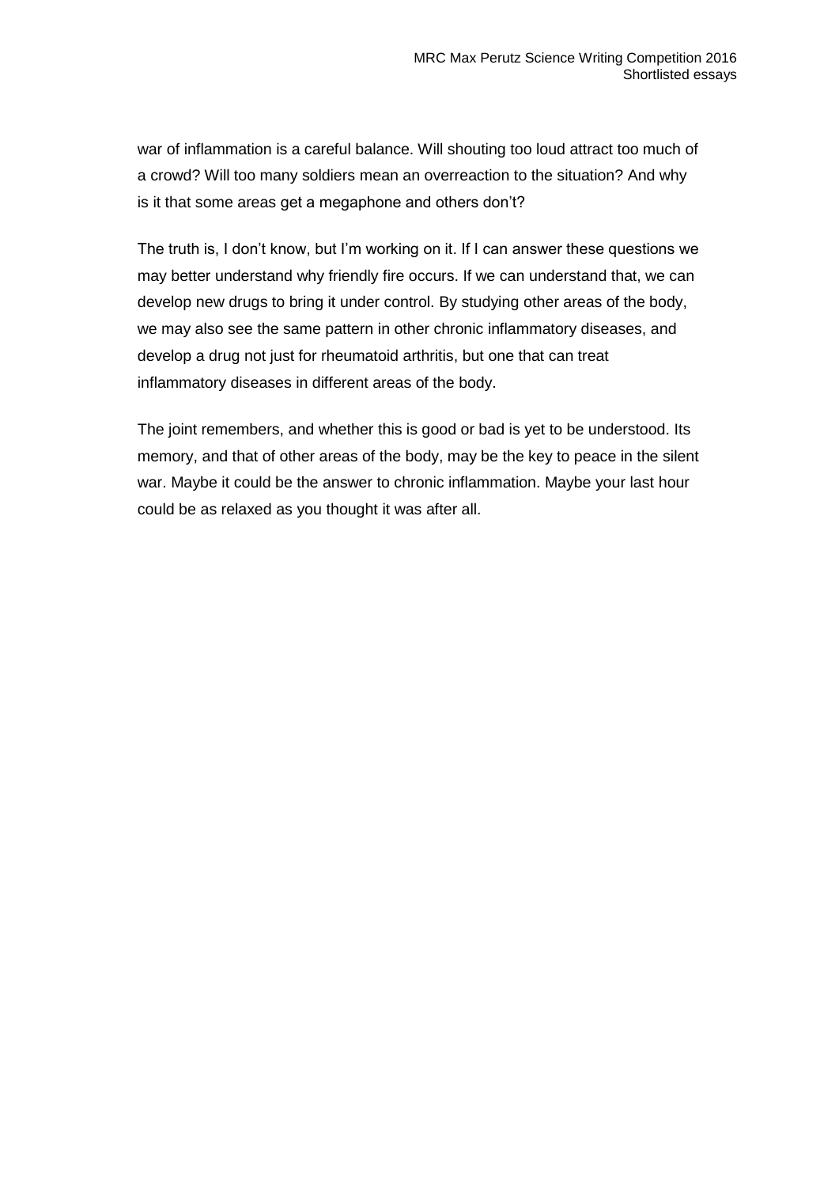war of inflammation is a careful balance. Will shouting too loud attract too much of a crowd? Will too many soldiers mean an overreaction to the situation? And why is it that some areas get a megaphone and others don't?

The truth is, I don't know, but I'm working on it. If I can answer these questions we may better understand why friendly fire occurs. If we can understand that, we can develop new drugs to bring it under control. By studying other areas of the body, we may also see the same pattern in other chronic inflammatory diseases, and develop a drug not just for rheumatoid arthritis, but one that can treat inflammatory diseases in different areas of the body.

The joint remembers, and whether this is good or bad is yet to be understood. Its memory, and that of other areas of the body, may be the key to peace in the silent war. Maybe it could be the answer to chronic inflammation. Maybe your last hour could be as relaxed as you thought it was after all.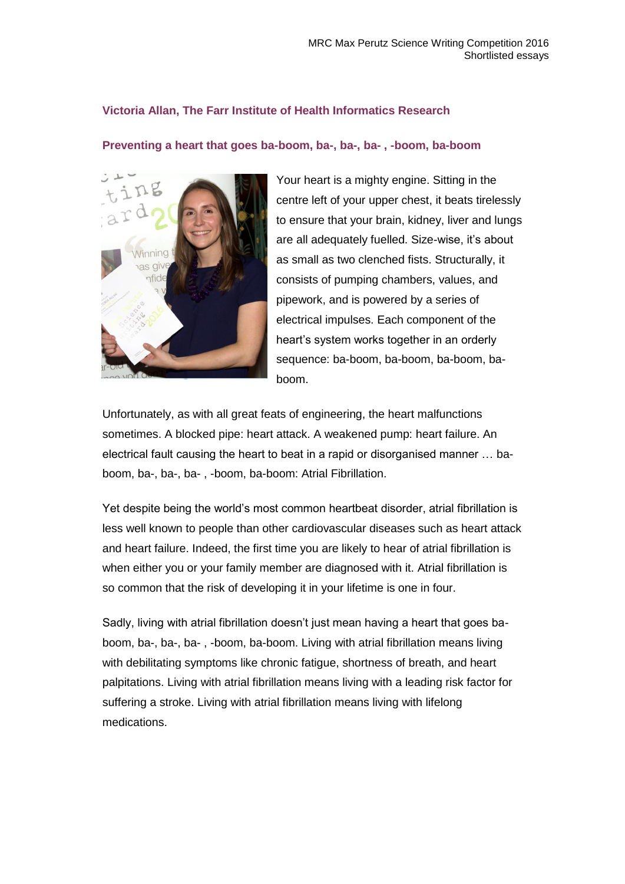**Victoria Allan, The Farr Institute of Health Informatics Research**

**Preventing a heart that goes ba-boom, ba-, ba-, ba- , -boom, ba-boom**

Your heart is a mighty engine. Sitting in the centre left of your upper chest, it beats tirelessly to ensure that your brain, kidney, liver and lungs are all adequately fuelled. Size-wise, it's about as small as two clenched fists. Structurally, it consists of pumping chambers, values, and pipework, and is powered by a series of electrical impulses. Each component of the heart's system works together in an orderly sequence: ba-boom, ba-boom, ba-boom, ba-boom.

Unfortunately, as with all great feats of engineering, the heart malfunctions sometimes. A blocked pipe: heart attack. A weakened pump: heart failure. An electrical fault causing the heart to beat in a rapid or disorganised manner … ba-boom, ba-, ba-, ba- , -boom, ba-boom: Atrial Fibrillation.

Yet despite being the world's most common heartbeat disorder, atrial fibrillation is less well known to people than other cardiovascular diseases such as heart attack and heart failure. Indeed, the first time you are likely to hear of atrial fibrillation is when either you or your family member are diagnosed with it. Atrial fibrillation is so common that the risk of developing it in your lifetime is one in four.

Sadly, living with atrial fibrillation doesn't just mean having a heart that goes ba-boom, ba-, ba-, ba- , -boom, ba-boom. Living with atrial fibrillation means living with debilitating symptoms like chronic fatigue, shortness of breath, and heart palpitations. Living with atrial fibrillation means living with a leading risk factor for suffering a stroke. Living with atrial fibrillation means living with lifelong medications.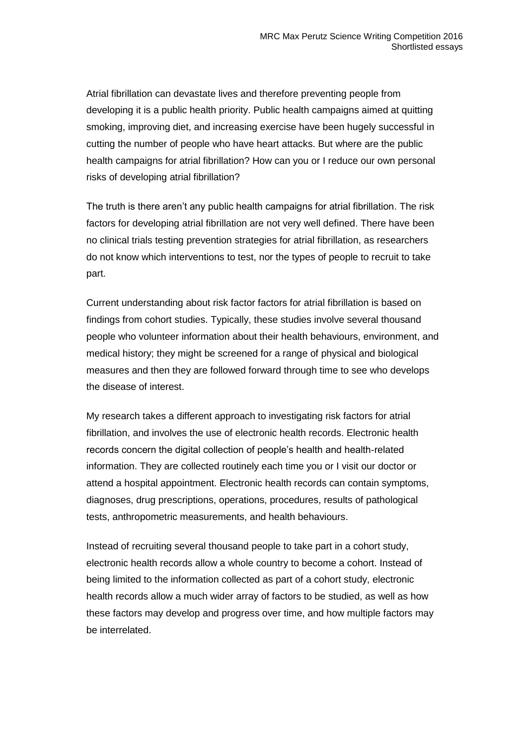Atrial fibrillation can devastate lives and therefore preventing people from developing it is a public health priority. Public health campaigns aimed at quitting smoking, improving diet, and increasing exercise have been hugely successful in cutting the number of people who have heart attacks. But where are the public health campaigns for atrial fibrillation? How can you or I reduce our own personal risks of developing atrial fibrillation?

The truth is there aren't any public health campaigns for atrial fibrillation. The risk factors for developing atrial fibrillation are not very well defined. There have been no clinical trials testing prevention strategies for atrial fibrillation, as researchers do not know which interventions to test, nor the types of people to recruit to take part.

Current understanding about risk factor factors for atrial fibrillation is based on findings from cohort studies. Typically, these studies involve several thousand people who volunteer information about their health behaviours, environment, and medical history; they might be screened for a range of physical and biological measures and then they are followed forward through time to see who develops the disease of interest.

My research takes a different approach to investigating risk factors for atrial fibrillation, and involves the use of electronic health records. Electronic health records concern the digital collection of people's health and health-related information. They are collected routinely each time you or I visit our doctor or attend a hospital appointment. Electronic health records can contain symptoms, diagnoses, drug prescriptions, operations, procedures, results of pathological tests, anthropometric measurements, and health behaviours.

Instead of recruiting several thousand people to take part in a cohort study, electronic health records allow a whole country to become a cohort. Instead of being limited to the information collected as part of a cohort study, electronic health records allow a much wider array of factors to be studied, as well as how these factors may develop and progress over time, and how multiple factors may be interrelated.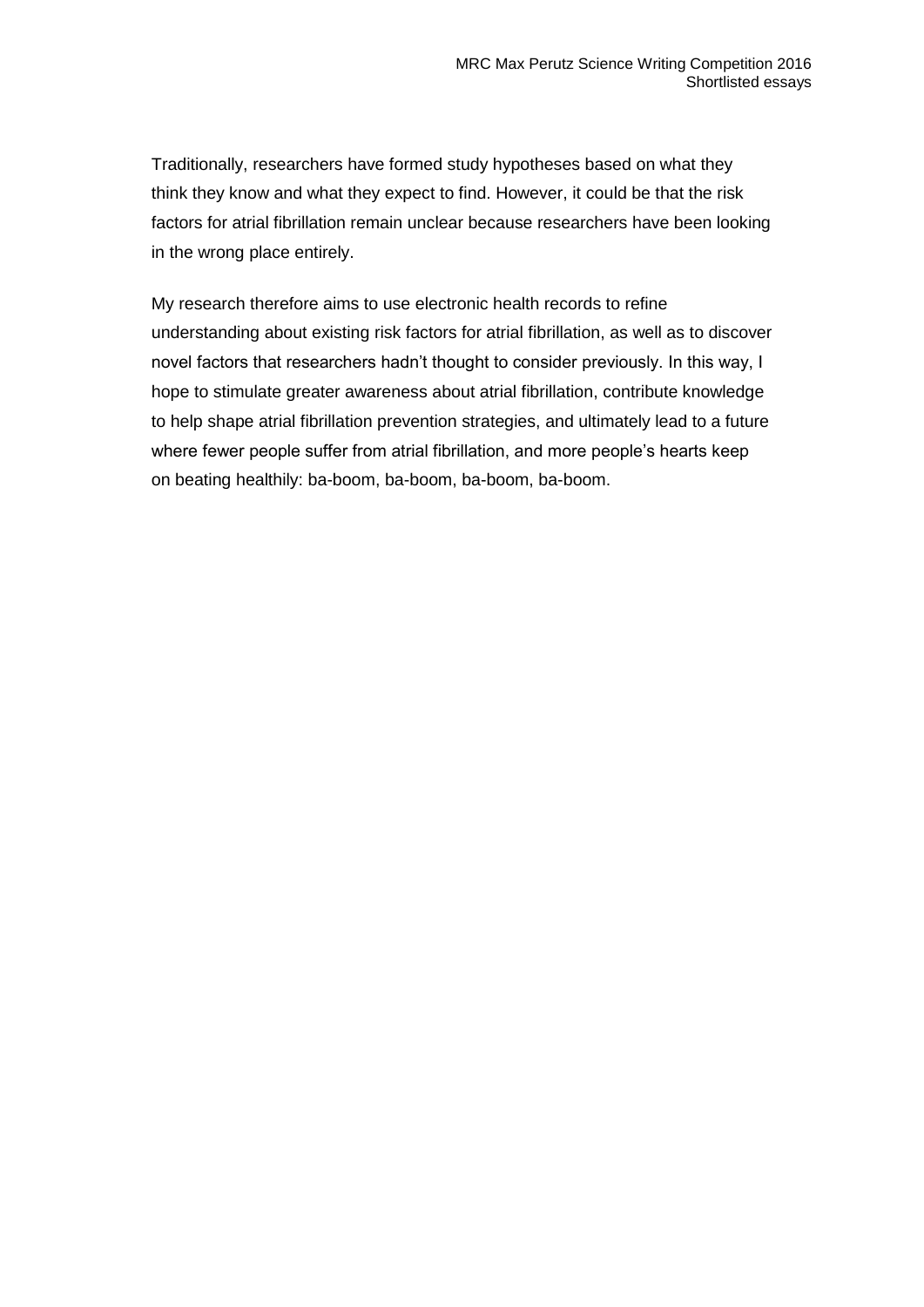Traditionally, researchers have formed study hypotheses based on what they think they know and what they expect to find. However, it could be that the risk factors for atrial fibrillation remain unclear because researchers have been looking in the wrong place entirely.

My research therefore aims to use electronic health records to refine understanding about existing risk factors for atrial fibrillation, as well as to discover novel factors that researchers hadn't thought to consider previously. In this way, I hope to stimulate greater awareness about atrial fibrillation, contribute knowledge to help shape atrial fibrillation prevention strategies, and ultimately lead to a future where fewer people suffer from atrial fibrillation, and more people's hearts keep on beating healthily: ba-boom, ba-boom, ba-boom, ba-boom.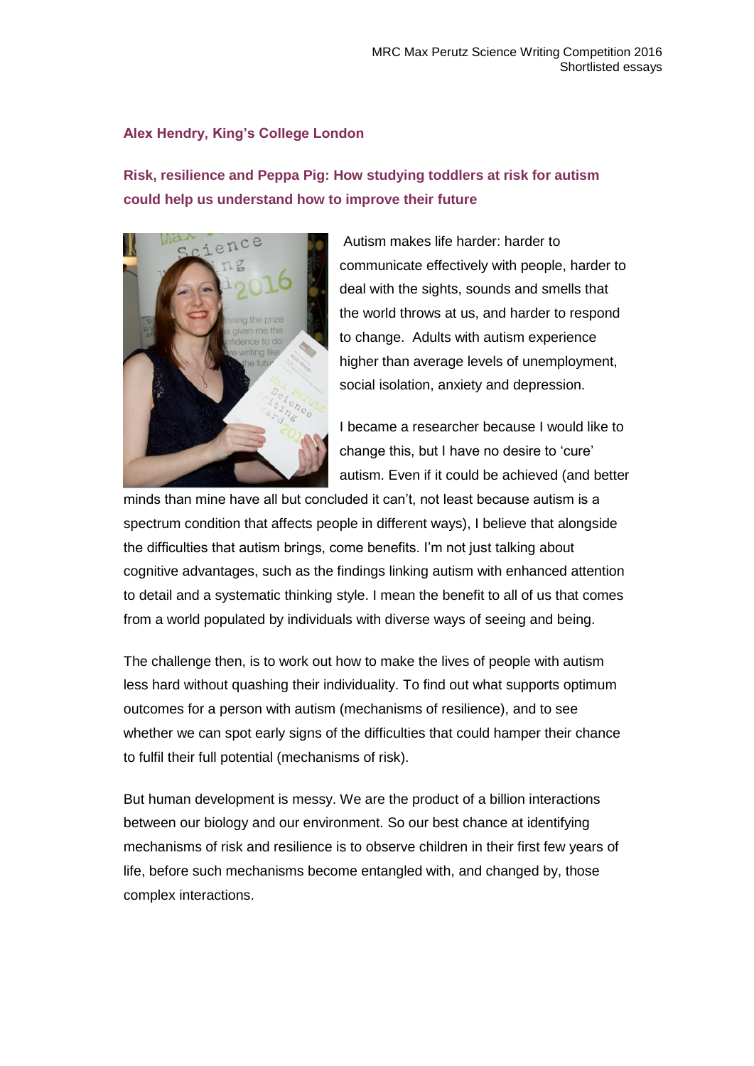**Alex Hendry, King's College London**

## Risk, resilience and Peppa Pig: How studying toddlers at risk for autism could help us understand how to improve their future

Autism makes life harder: harder to communicate effectively with people, harder to deal with the sights, sounds and smells that the world throws at us, and harder to respond to change. Adults with autism experience higher than average levels of unemployment, social isolation, anxiety and depression.

I became a researcher because I would like to change this, but I have no desire to 'cure' autism. Even if it could be achieved (and better minds than mine have all but concluded it can't, not least because autism is a spectrum condition that affects people in different ways), I believe that alongside the difficulties that autism brings, come benefits. I'm not just talking about cognitive advantages, such as the findings linking autism with enhanced attention to detail and a systematic thinking style. I mean the benefit to all of us that comes from a world populated by individuals with diverse ways of seeing and being.

The challenge then, is to work out how to make the lives of people with autism less hard without quashing their individuality. To find out what supports optimum outcomes for a person with autism (mechanisms of resilience), and to see whether we can spot early signs of the difficulties that could hamper their chance to fulfil their full potential (mechanisms of risk).

But human development is messy. We are the product of a billion interactions between our biology and our environment. So our best chance at identifying mechanisms of risk and resilience is to observe children in their first few years of life, before such mechanisms become entangled with, and changed by, those complex interactions.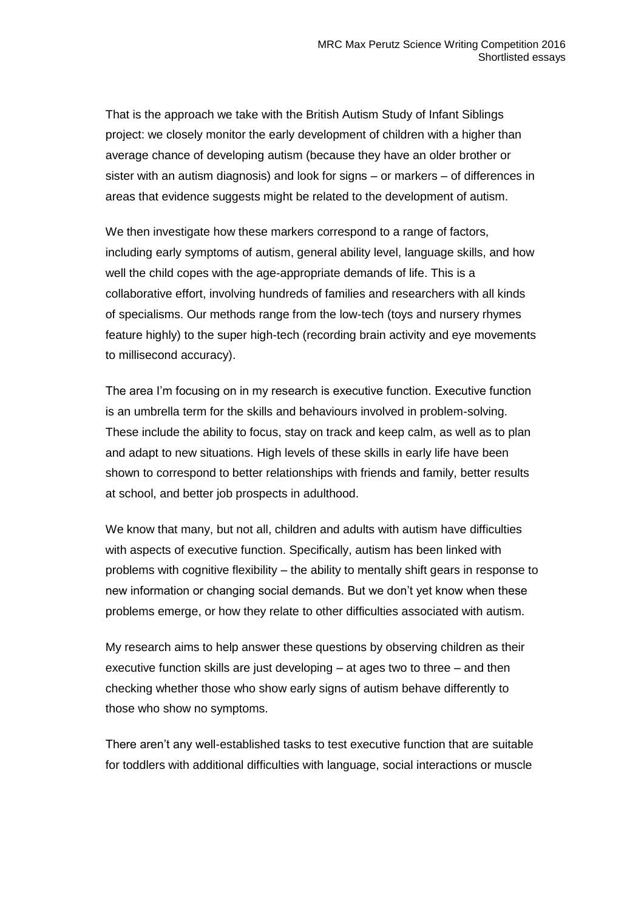That is the approach we take with the British Autism Study of Infant Siblings project: we closely monitor the early development of children with a higher than average chance of developing autism (because they have an older brother or sister with an autism diagnosis) and look for signs – or markers – of differences in areas that evidence suggests might be related to the development of autism.

We then investigate how these markers correspond to a range of factors, including early symptoms of autism, general ability level, language skills, and how well the child copes with the age-appropriate demands of life. This is a collaborative effort, involving hundreds of families and researchers with all kinds of specialisms. Our methods range from the low-tech (toys and nursery rhymes feature highly) to the super high-tech (recording brain activity and eye movements to millisecond accuracy).

The area I'm focusing on in my research is executive function. Executive function is an umbrella term for the skills and behaviours involved in problem-solving. These include the ability to focus, stay on track and keep calm, as well as to plan and adapt to new situations. High levels of these skills in early life have been shown to correspond to better relationships with friends and family, better results at school, and better job prospects in adulthood.

We know that many, but not all, children and adults with autism have difficulties with aspects of executive function. Specifically, autism has been linked with problems with cognitive flexibility – the ability to mentally shift gears in response to new information or changing social demands. But we don't yet know when these problems emerge, or how they relate to other difficulties associated with autism.

My research aims to help answer these questions by observing children as their executive function skills are just developing – at ages two to three – and then checking whether those who show early signs of autism behave differently to those who show no symptoms.

There aren't any well-established tasks to test executive function that are suitable for toddlers with additional difficulties with language, social interactions or muscle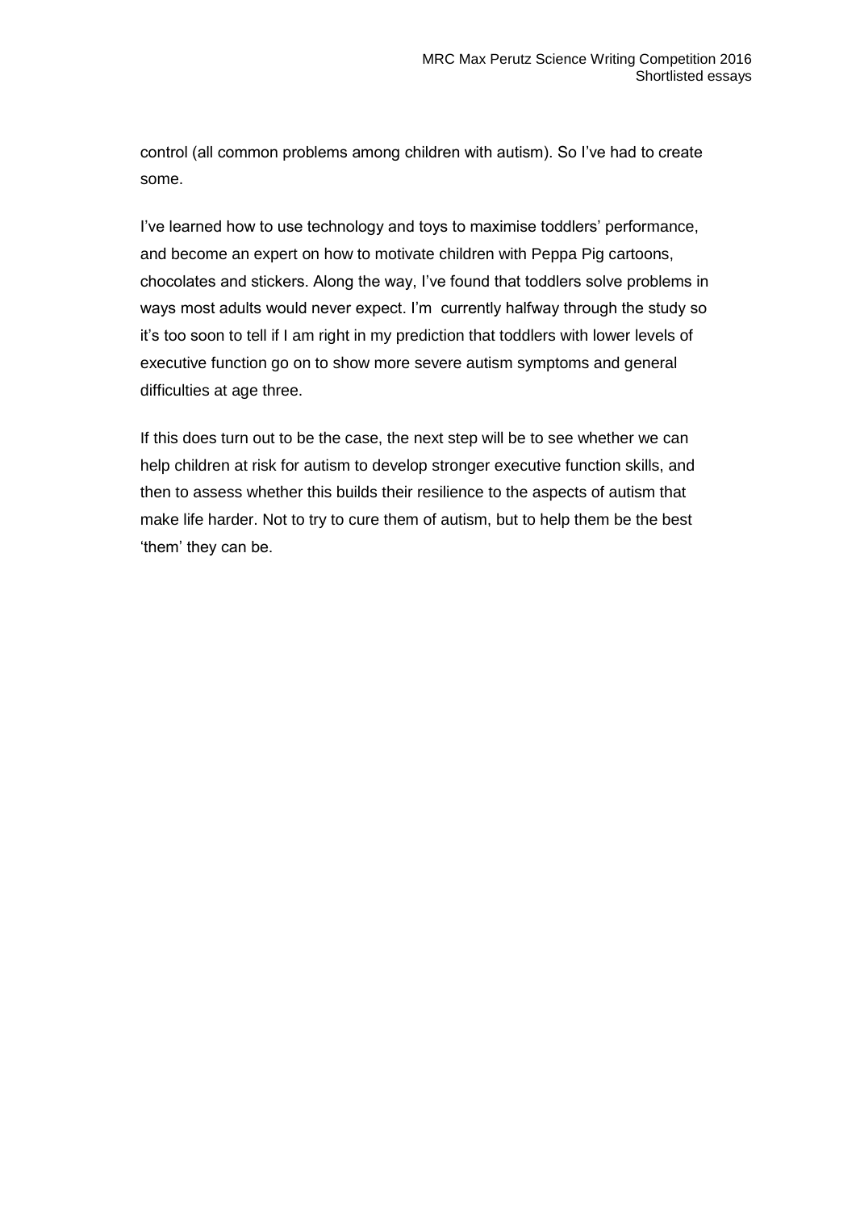control (all common problems among children with autism). So I've had to create some.

I've learned how to use technology and toys to maximise toddlers' performance, and become an expert on how to motivate children with Peppa Pig cartoons, chocolates and stickers. Along the way, I've found that toddlers solve problems in ways most adults would never expect. I'm currently halfway through the study so it's too soon to tell if I am right in my prediction that toddlers with lower levels of executive function go on to show more severe autism symptoms and general difficulties at age three.

If this does turn out to be the case, the next step will be to see whether we can help children at risk for autism to develop stronger executive function skills, and then to assess whether this builds their resilience to the aspects of autism that make life harder. Not to try to cure them of autism, but to help them be the best 'them' they can be.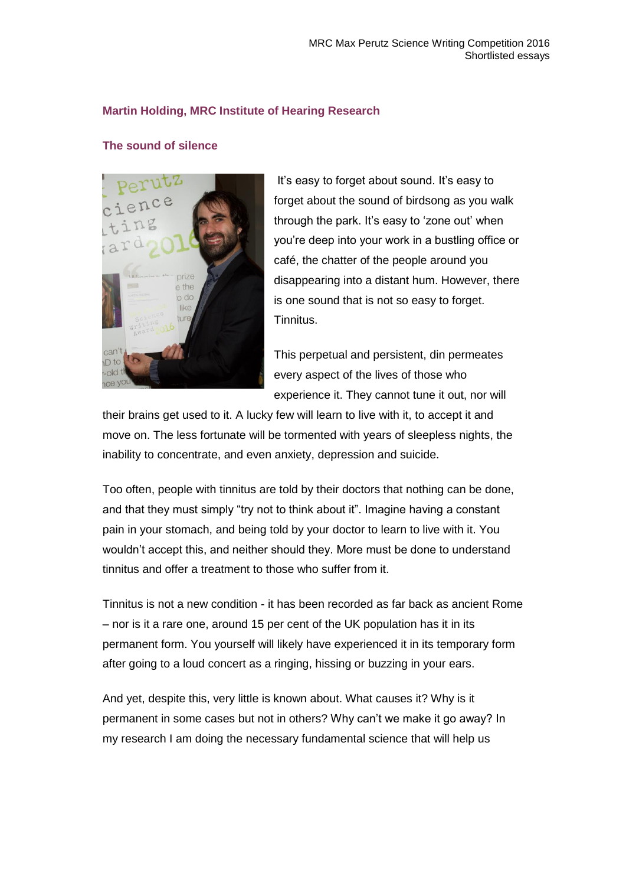### Martin Holding, MRC Institute of Hearing Research

### The sound of silence

It's easy to forget about sound. It's easy to forget about the sound of birdsong as you walk through the park. It's easy to 'zone out' when you're deep into your work in a bustling office or café, the chatter of the people around you disappearing into a distant hum. However, there is one sound that is not so easy to forget. Tinnitus.

This perpetual and persistent, din permeates every aspect of the lives of those who experience it. They cannot tune it out, nor will their brains get used to it. A lucky few will learn to live with it, to accept it and move on. The less fortunate will be tormented with years of sleepless nights, the inability to concentrate, and even anxiety, depression and suicide.

Too often, people with tinnitus are told by their doctors that nothing can be done, and that they must simply "try not to think about it". Imagine having a constant pain in your stomach, and being told by your doctor to learn to live with it. You wouldn't accept this, and neither should they. More must be done to understand tinnitus and offer a treatment to those who suffer from it.

Tinnitus is not a new condition - it has been recorded as far back as ancient Rome – nor is it a rare one, around 15 per cent of the UK population has it in its permanent form. You yourself will likely have experienced it in its temporary form after going to a loud concert as a ringing, hissing or buzzing in your ears.

And yet, despite this, very little is known about. What causes it? Why is it permanent in some cases but not in others? Why can't we make it go away? In my research I am doing the necessary fundamental science that will help us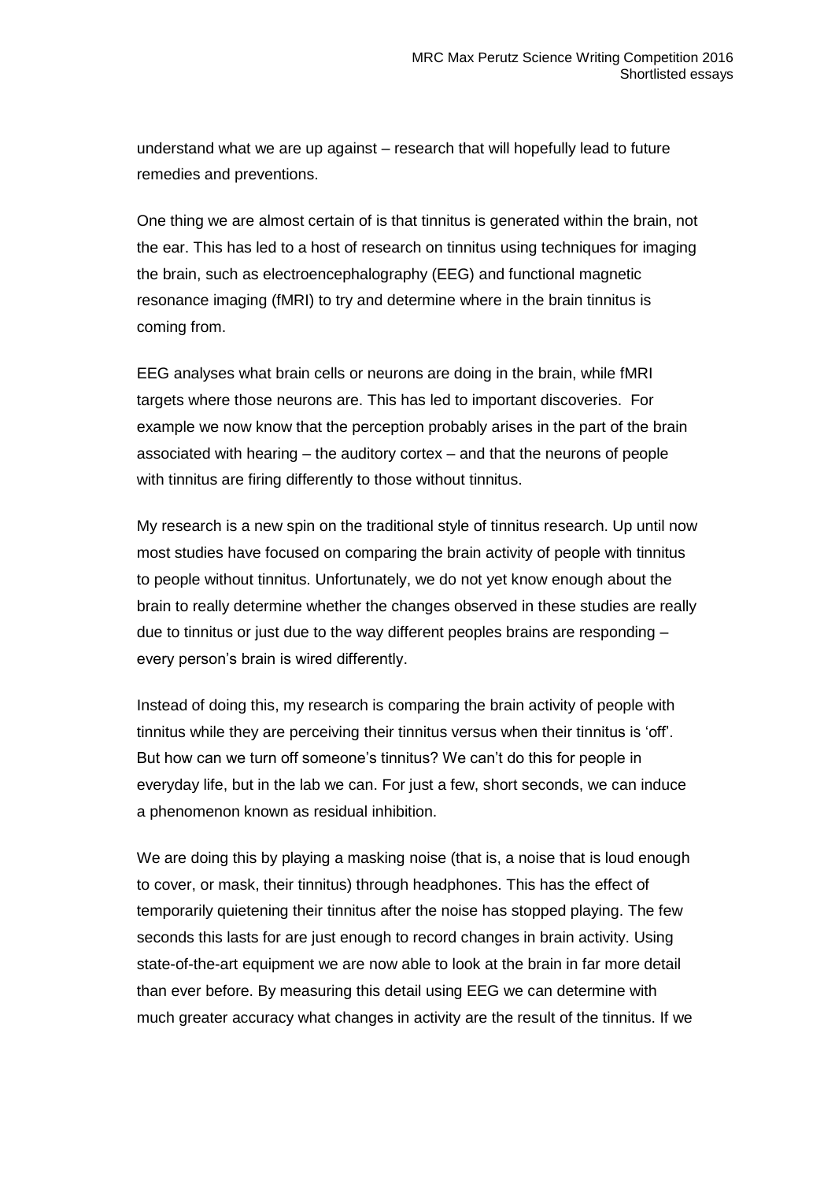understand what we are up against – research that will hopefully lead to future remedies and preventions.

One thing we are almost certain of is that tinnitus is generated within the brain, not the ear. This has led to a host of research on tinnitus using techniques for imaging the brain, such as electroencephalography (EEG) and functional magnetic resonance imaging (fMRI) to try and determine where in the brain tinnitus is coming from.

EEG analyses what brain cells or neurons are doing in the brain, while fMRI targets where those neurons are. This has led to important discoveries. For example we now know that the perception probably arises in the part of the brain associated with hearing – the auditory cortex – and that the neurons of people with tinnitus are firing differently to those without tinnitus.

My research is a new spin on the traditional style of tinnitus research. Up until now most studies have focused on comparing the brain activity of people with tinnitus to people without tinnitus. Unfortunately, we do not yet know enough about the brain to really determine whether the changes observed in these studies are really due to tinnitus or just due to the way different peoples brains are responding – every person's brain is wired differently.

Instead of doing this, my research is comparing the brain activity of people with tinnitus while they are perceiving their tinnitus versus when their tinnitus is 'off'. But how can we turn off someone's tinnitus? We can't do this for people in everyday life, but in the lab we can. For just a few, short seconds, we can induce a phenomenon known as residual inhibition.

We are doing this by playing a masking noise (that is, a noise that is loud enough to cover, or mask, their tinnitus) through headphones. This has the effect of temporarily quietening their tinnitus after the noise has stopped playing. The few seconds this lasts for are just enough to record changes in brain activity. Using state-of-the-art equipment we are now able to look at the brain in far more detail than ever before. By measuring this detail using EEG we can determine with much greater accuracy what changes in activity are the result of the tinnitus. If we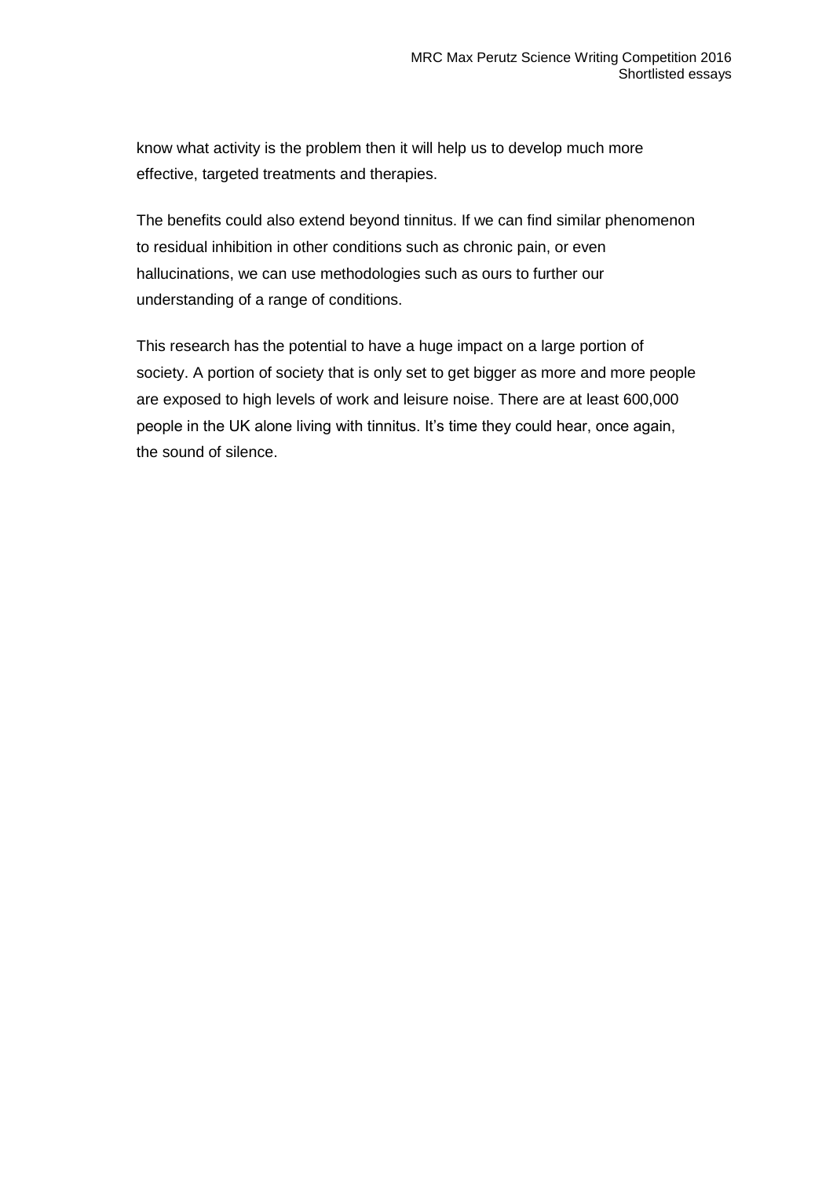know what activity is the problem then it will help us to develop much more effective, targeted treatments and therapies.

The benefits could also extend beyond tinnitus. If we can find similar phenomenon to residual inhibition in other conditions such as chronic pain, or even hallucinations, we can use methodologies such as ours to further our understanding of a range of conditions.

This research has the potential to have a huge impact on a large portion of society. A portion of society that is only set to get bigger as more and more people are exposed to high levels of work and leisure noise. There are at least 600,000 people in the UK alone living with tinnitus. It's time they could hear, once again, the sound of silence.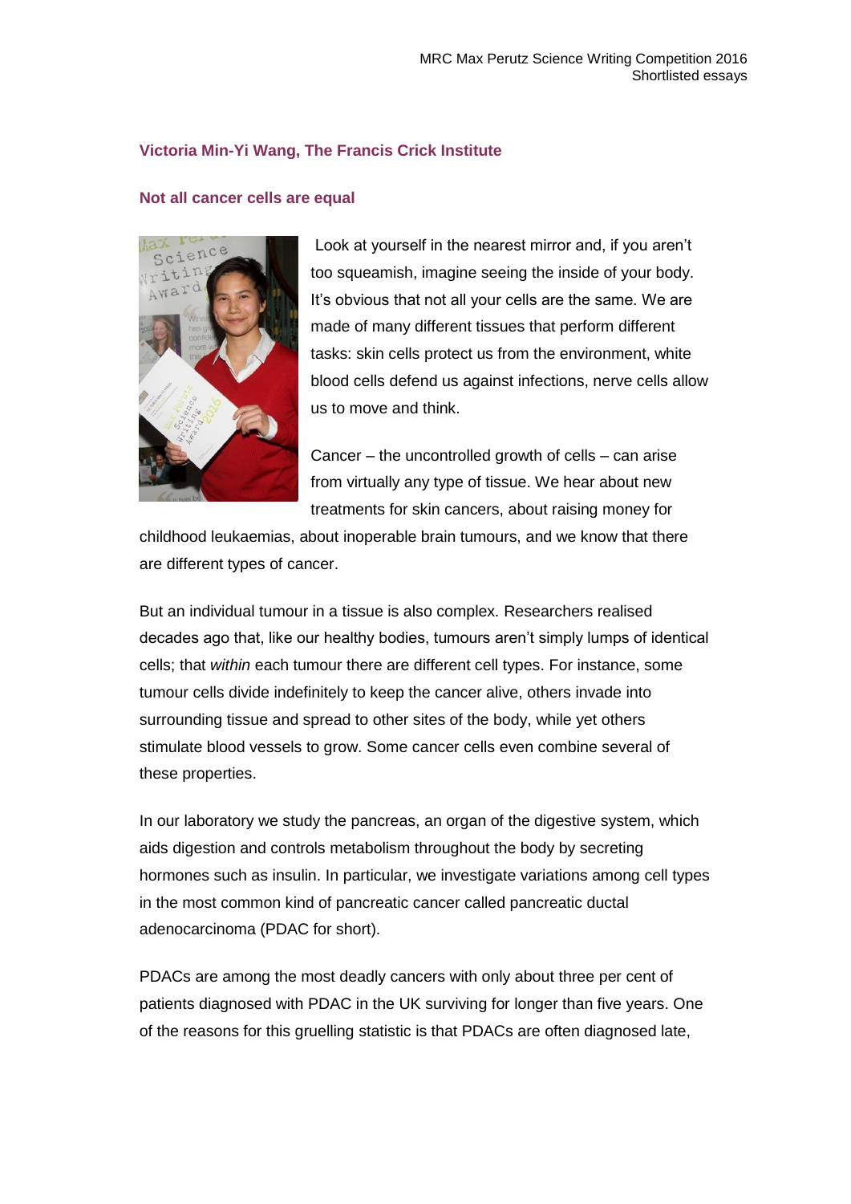### Victoria Min-Yi Wang, The Francis Crick Institute

### Not all cancer cells are equal

Look at yourself in the nearest mirror and, if you aren't too squeamish, imagine seeing the inside of your body. It's obvious that not all your cells are the same. We are made of many different tissues that perform different tasks: skin cells protect us from the environment, white blood cells defend us against infections, nerve cells allow us to move and think.

Cancer – the uncontrolled growth of cells – can arise from virtually any type of tissue. We hear about new treatments for skin cancers, about raising money for childhood leukaemias, about inoperable brain tumours, and we know that there are different types of cancer.

But an individual tumour in a tissue is also complex. Researchers realised decades ago that, like our healthy bodies, tumours aren't simply lumps of identical cells; that *within* each tumour there are different cell types. For instance, some tumour cells divide indefinitely to keep the cancer alive, others invade into surrounding tissue and spread to other sites of the body, while yet others stimulate blood vessels to grow. Some cancer cells even combine several of these properties.

In our laboratory we study the pancreas, an organ of the digestive system, which aids digestion and controls metabolism throughout the body by secreting hormones such as insulin. In particular, we investigate variations among cell types in the most common kind of pancreatic cancer called pancreatic ductal adenocarcinoma (PDAC for short).

PDACs are among the most deadly cancers with only about three per cent of patients diagnosed with PDAC in the UK surviving for longer than five years. One of the reasons for this gruelling statistic is that PDACs are often diagnosed late,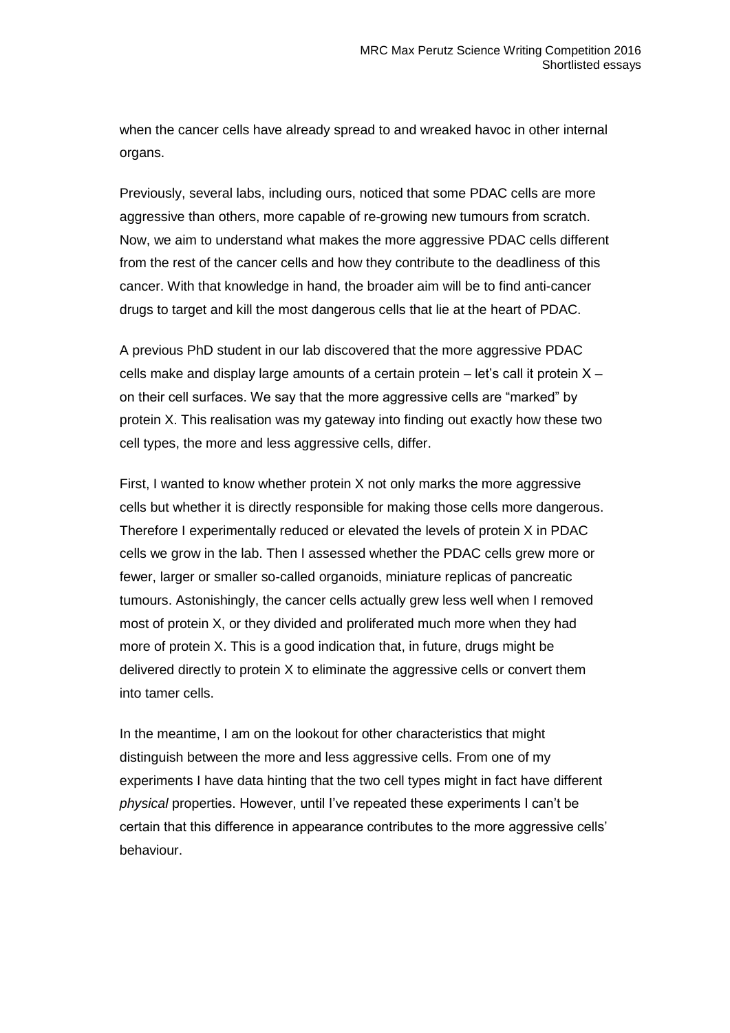when the cancer cells have already spread to and wreaked havoc in other internal organs.

Previously, several labs, including ours, noticed that some PDAC cells are more aggressive than others, more capable of re-growing new tumours from scratch. Now, we aim to understand what makes the more aggressive PDAC cells different from the rest of the cancer cells and how they contribute to the deadliness of this cancer. With that knowledge in hand, the broader aim will be to find anti-cancer drugs to target and kill the most dangerous cells that lie at the heart of PDAC.

A previous PhD student in our lab discovered that the more aggressive PDAC cells make and display large amounts of a certain protein – let's call it protein X – on their cell surfaces. We say that the more aggressive cells are "marked" by protein X. This realisation was my gateway into finding out exactly how these two cell types, the more and less aggressive cells, differ.

First, I wanted to know whether protein X not only marks the more aggressive cells but whether it is directly responsible for making those cells more dangerous. Therefore I experimentally reduced or elevated the levels of protein X in PDAC cells we grow in the lab. Then I assessed whether the PDAC cells grew more or fewer, larger or smaller so-called organoids, miniature replicas of pancreatic tumours. Astonishingly, the cancer cells actually grew less well when I removed most of protein X, or they divided and proliferated much more when they had more of protein X. This is a good indication that, in future, drugs might be delivered directly to protein X to eliminate the aggressive cells or convert them into tamer cells.

In the meantime, I am on the lookout for other characteristics that might distinguish between the more and less aggressive cells. From one of my experiments I have data hinting that the two cell types might in fact have different *physical* properties. However, until I've repeated these experiments I can't be certain that this difference in appearance contributes to the more aggressive cells' behaviour.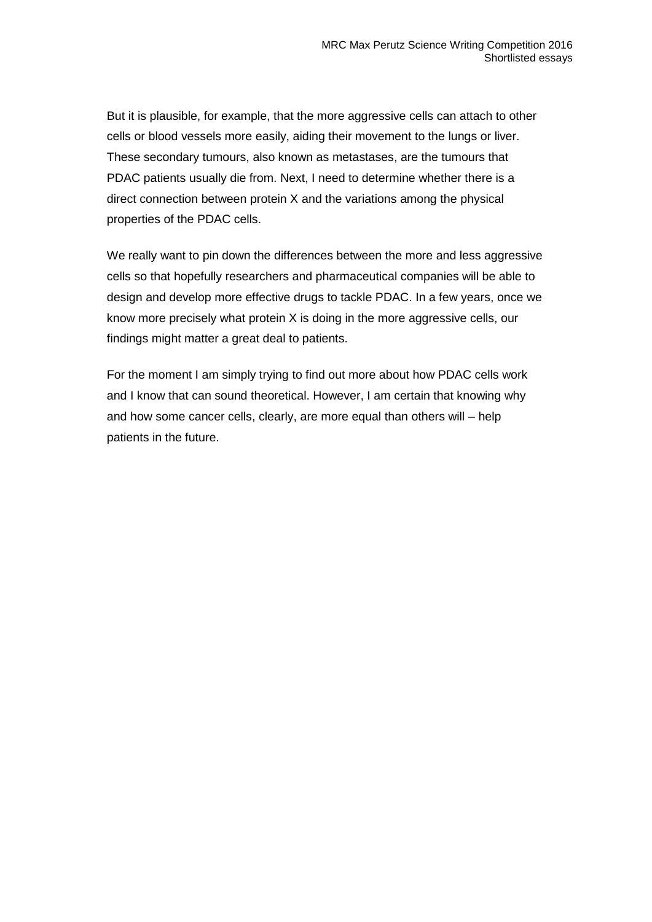But it is plausible, for example, that the more aggressive cells can attach to other cells or blood vessels more easily, aiding their movement to the lungs or liver. These secondary tumours, also known as metastases, are the tumours that PDAC patients usually die from. Next, I need to determine whether there is a direct connection between protein X and the variations among the physical properties of the PDAC cells.

We really want to pin down the differences between the more and less aggressive cells so that hopefully researchers and pharmaceutical companies will be able to design and develop more effective drugs to tackle PDAC. In a few years, once we know more precisely what protein X is doing in the more aggressive cells, our findings might matter a great deal to patients.

For the moment I am simply trying to find out more about how PDAC cells work and I know that can sound theoretical. However, I am certain that knowing why and how some cancer cells, clearly, are more equal than others will – help patients in the future.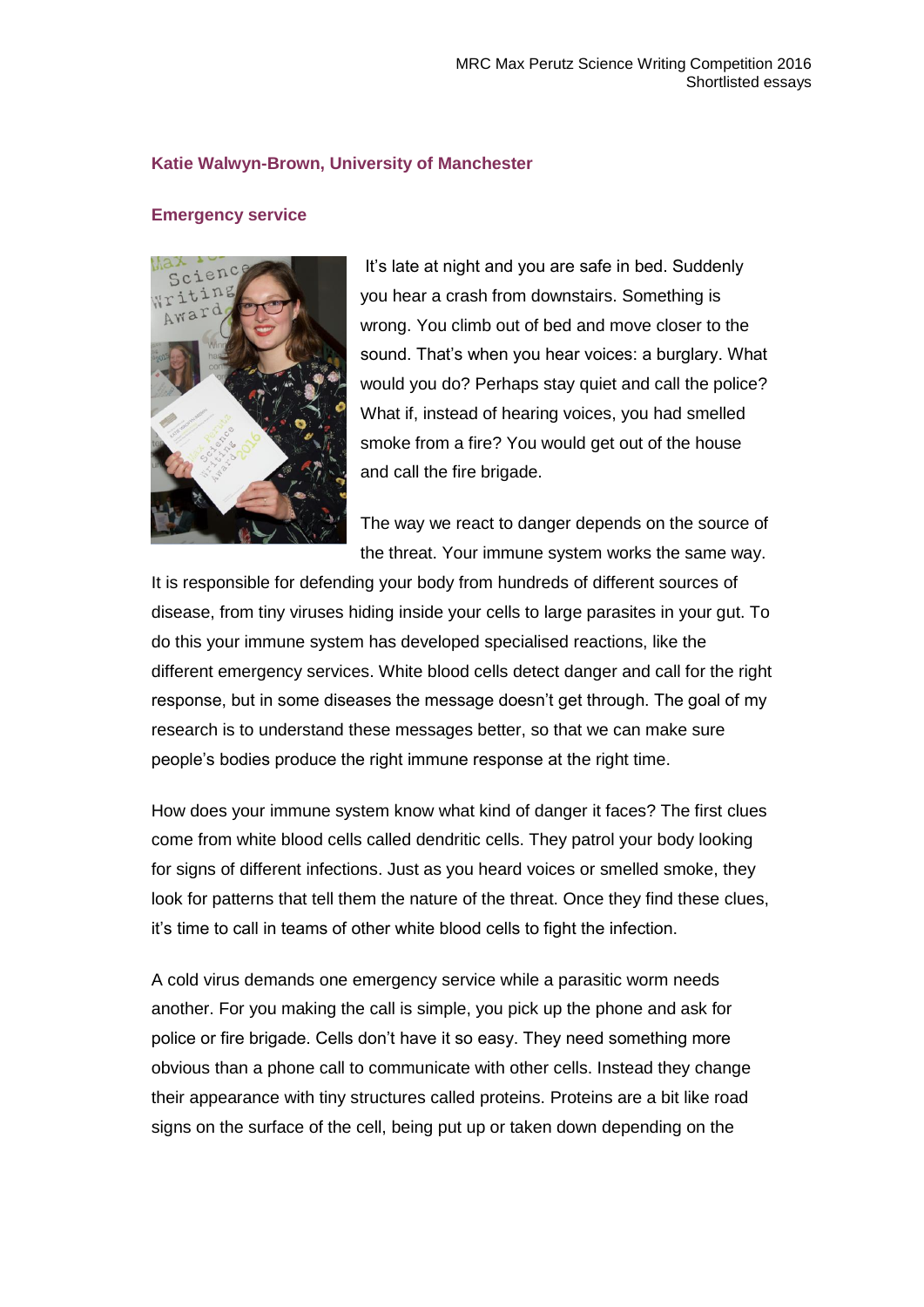### Katie Walwyn-Brown, University of Manchester

### Emergency service

It's late at night and you are safe in bed. Suddenly you hear a crash from downstairs. Something is wrong. You climb out of bed and move closer to the sound. That's when you hear voices: a burglary. What would you do? Perhaps stay quiet and call the police? What if, instead of hearing voices, you had smelled smoke from a fire? You would get out of the house and call the fire brigade.

The way we react to danger depends on the source of the threat. Your immune system works the same way. It is responsible for defending your body from hundreds of different sources of disease, from tiny viruses hiding inside your cells to large parasites in your gut. To do this your immune system has developed specialised reactions, like the different emergency services. White blood cells detect danger and call for the right response, but in some diseases the message doesn't get through. The goal of my research is to understand these messages better, so that we can make sure people's bodies produce the right immune response at the right time.

How does your immune system know what kind of danger it faces? The first clues come from white blood cells called dendritic cells. They patrol your body looking for signs of different infections. Just as you heard voices or smelled smoke, they look for patterns that tell them the nature of the threat. Once they find these clues, it's time to call in teams of other white blood cells to fight the infection.

A cold virus demands one emergency service while a parasitic worm needs another. For you making the call is simple, you pick up the phone and ask for police or fire brigade. Cells don't have it so easy. They need something more obvious than a phone call to communicate with other cells. Instead they change their appearance with tiny structures called proteins. Proteins are a bit like road signs on the surface of the cell, being put up or taken down depending on the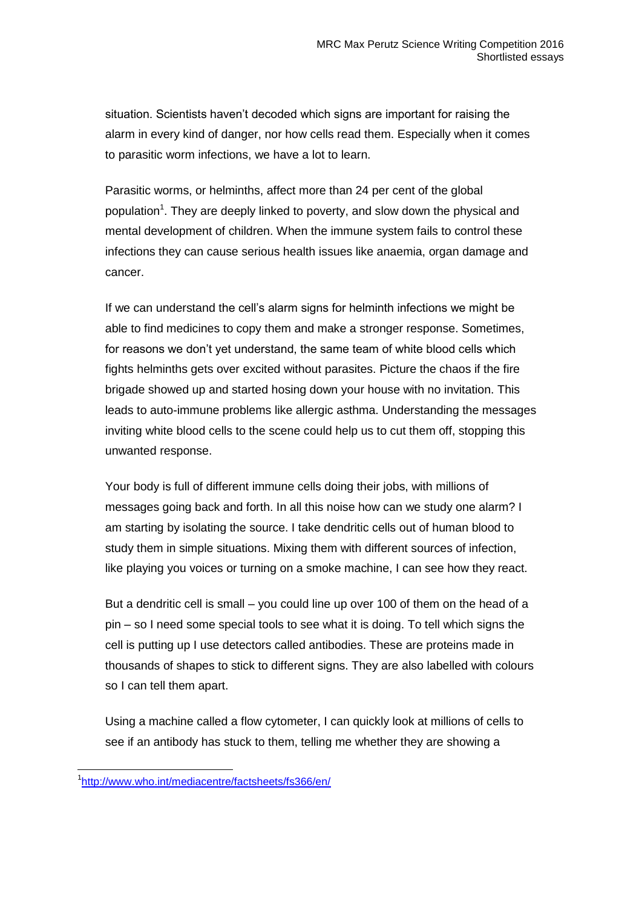situation. Scientists haven't decoded which signs are important for raising the alarm in every kind of danger, nor how cells read them. Especially when it comes to parasitic worm infections, we have a lot to learn.

Parasitic worms, or helminths, affect more than 24 per cent of the global population[1]. They are deeply linked to poverty, and slow down the physical and mental development of children. When the immune system fails to control these infections they can cause serious health issues like anaemia, organ damage and cancer.

If we can understand the cell's alarm signs for helminth infections we might be able to find medicines to copy them and make a stronger response. Sometimes, for reasons we don't yet understand, the same team of white blood cells which fights helminths gets over excited without parasites. Picture the chaos if the fire brigade showed up and started hosing down your house with no invitation. This leads to auto-immune problems like allergic asthma. Understanding the messages inviting white blood cells to the scene could help us to cut them off, stopping this unwanted response.

Your body is full of different immune cells doing their jobs, with millions of messages going back and forth. In all this noise how can we study one alarm? I am starting by isolating the source. I take dendritic cells out of human blood to study them in simple situations. Mixing them with different sources of infection, like playing you voices or turning on a smoke machine, I can see how they react.

But a dendritic cell is small – you could line up over 100 of them on the head of a pin – so I need some special tools to see what it is doing. To tell which signs the cell is putting up I use detectors called antibodies. These are proteins made in thousands of shapes to stick to different signs. They are also labelled with colours so I can tell them apart.

Using a machine called a flow cytometer, I can quickly look at millions of cells to see if an antibody has stuck to them, telling me whether they are showing a

[1] http://www.who.int/mediacentre/factsheets/fs366/en/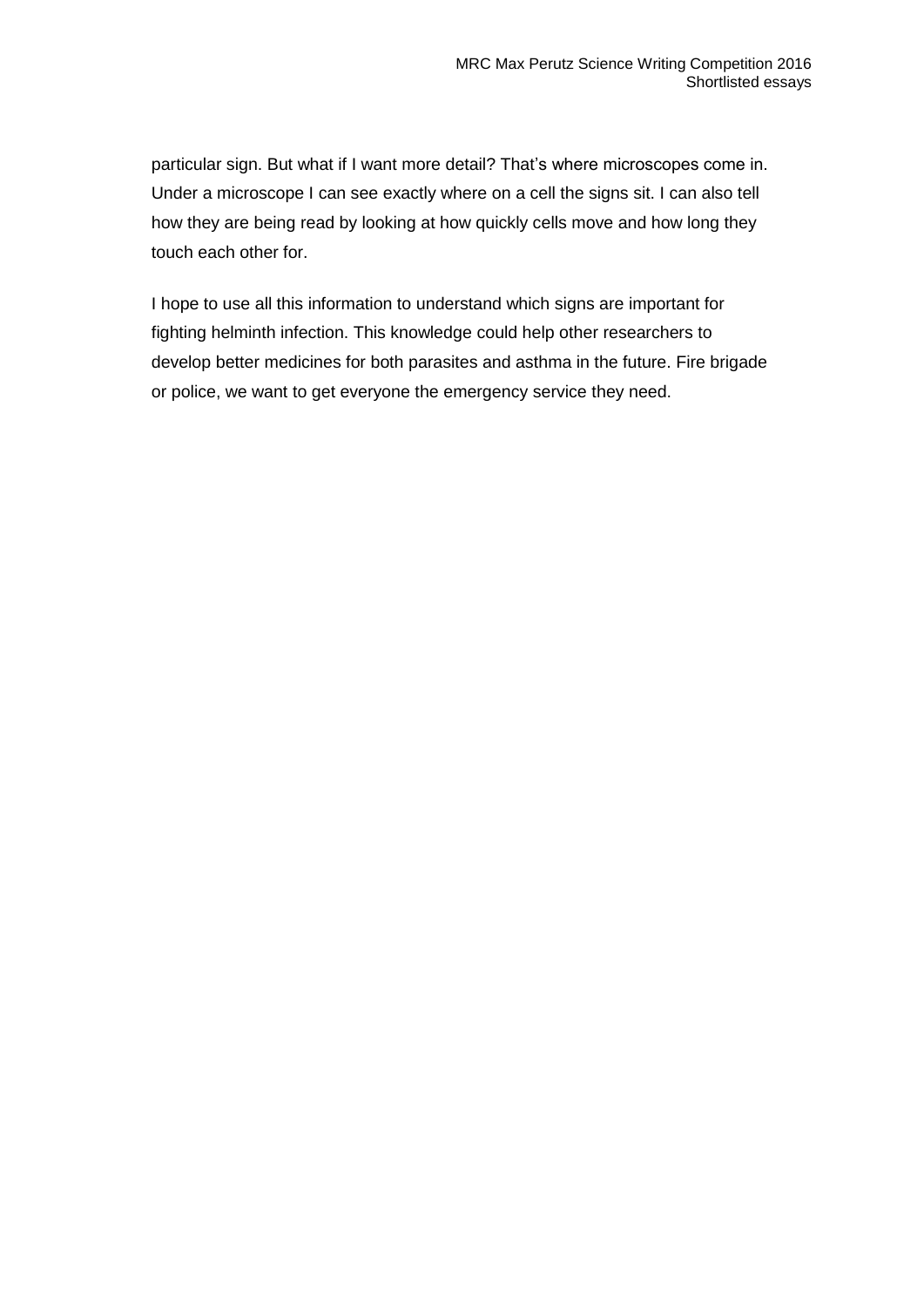particular sign. But what if I want more detail? That's where microscopes come in. Under a microscope I can see exactly where on a cell the signs sit. I can also tell how they are being read by looking at how quickly cells move and how long they touch each other for.

I hope to use all this information to understand which signs are important for fighting helminth infection. This knowledge could help other researchers to develop better medicines for both parasites and asthma in the future. Fire brigade or police, we want to get everyone the emergency service they need.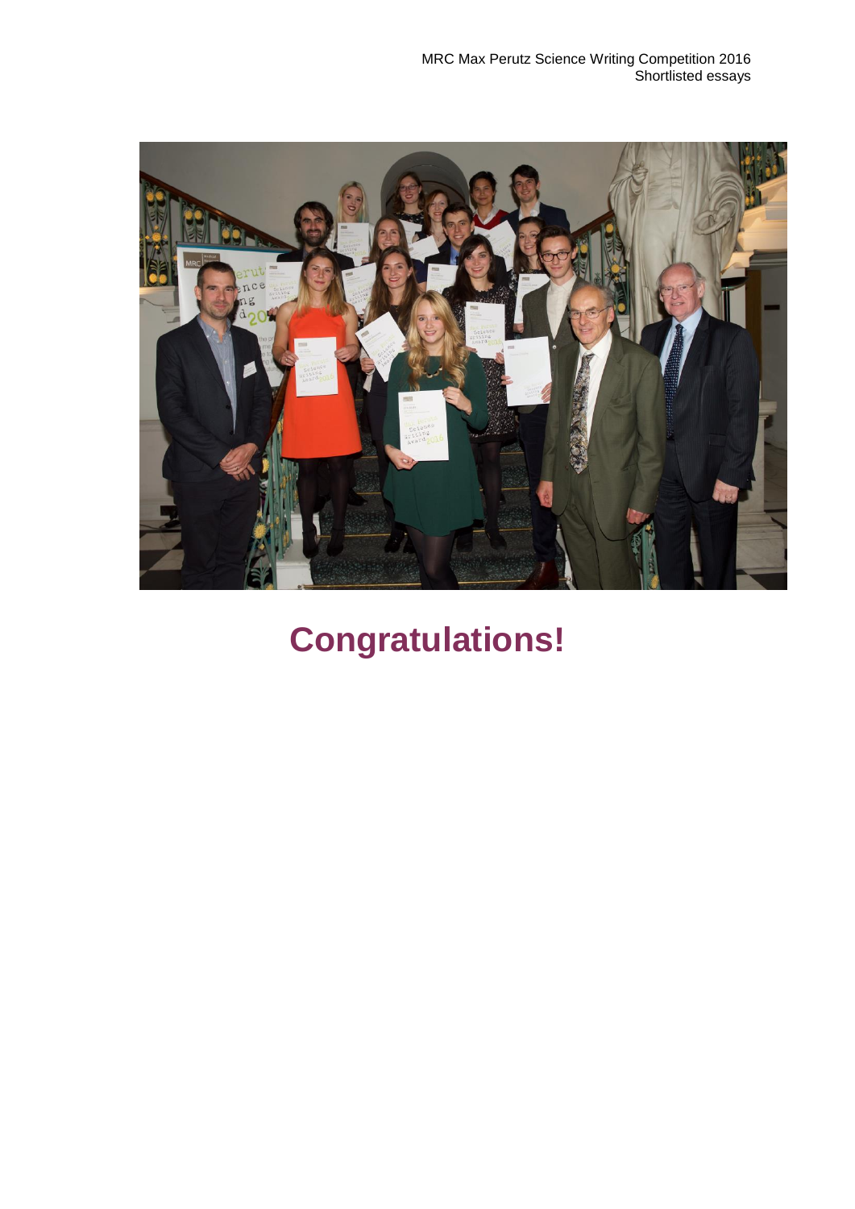# Congratulations!